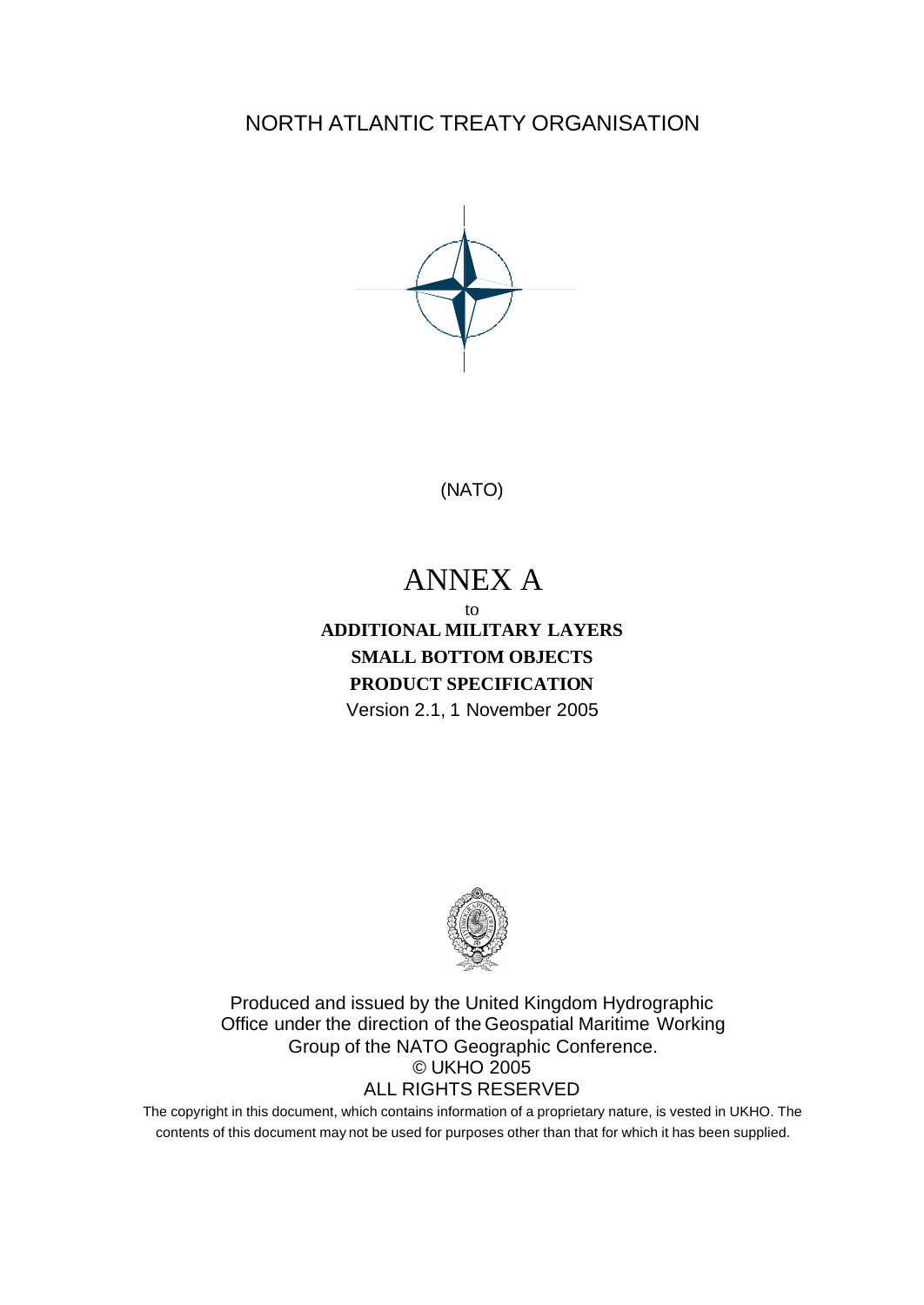NORTH ATLANTIC TREATY ORGANISATION

(NATO)

# ANNEX A

to

**ADDITIONAL MILITARY LAYERS**

**SMALL BOTTOM OBJECTS**

**PRODUCT SPECIFICATION**

Version 2.1, 1 November 2005

Produced and issued by the United Kingdom Hydrographic Office under the direction of the Geospatial Maritime Working Group of the NATO Geographic Conference.

© UKHO 2005

ALL RIGHTS RESERVED

The copyright in this document, which contains information of a proprietary nature, is vested in UKHO. The contents of this document may not be used for purposes other than that for which it has been supplied.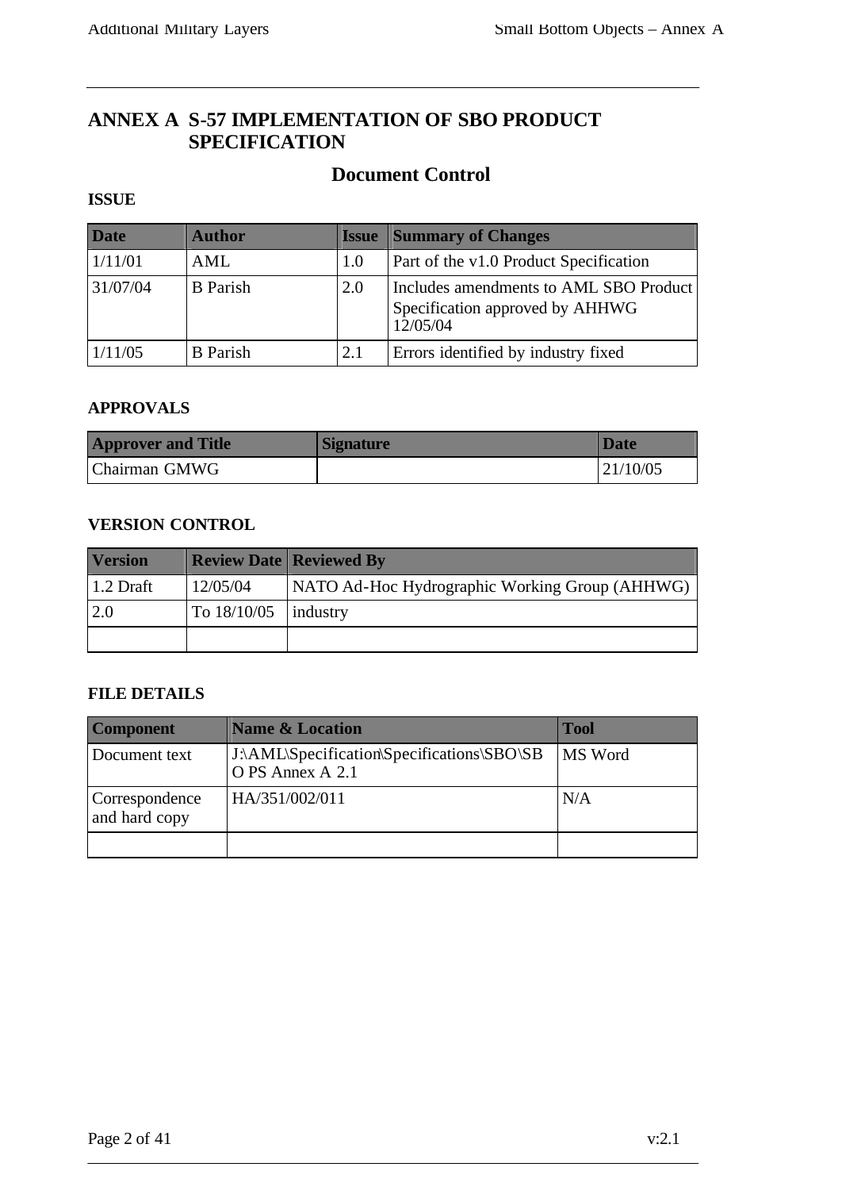# ANNEX A S-57 IMPLEMENTATION OF SBO PRODUCT SPECIFICATION

## Document Control

**ISSUE**

| Date | Author | Issue | Summary of Changes |
|---|---|---|---|
| 1/11/01 | AML | 1.0 | Part of the v1.0 Product Specification |
| 31/07/04 | B Parish | 2.0 | Includes amendments to AML SBO Product Specification approved by AHHWG 12/05/04 |
| 1/11/05 | B Parish | 2.1 | Errors identified by industry fixed |

**APPROVALS**

| Approver and Title | Signature | Date |
|---|---|---|
| Chairman GMWG | | 21/10/05 |

**VERSION CONTROL**

| Version | Review Date | Reviewed By |
|---|---|---|
| 1.2 Draft | 12/05/04 | NATO Ad-Hoc Hydrographic Working Group (AHHWG) |
| 2.0 | To 18/10/05 | industry |
| | | |

**FILE DETAILS**

| Component | Name & Location | Tool |
|---|---|---|
| Document text | J:\AML\Specification\Specifications\SBO\SBO PS Annex A 2.1 | MS Word |
| Correspondence and hard copy | HA/351/002/011 | N/A |
| | | |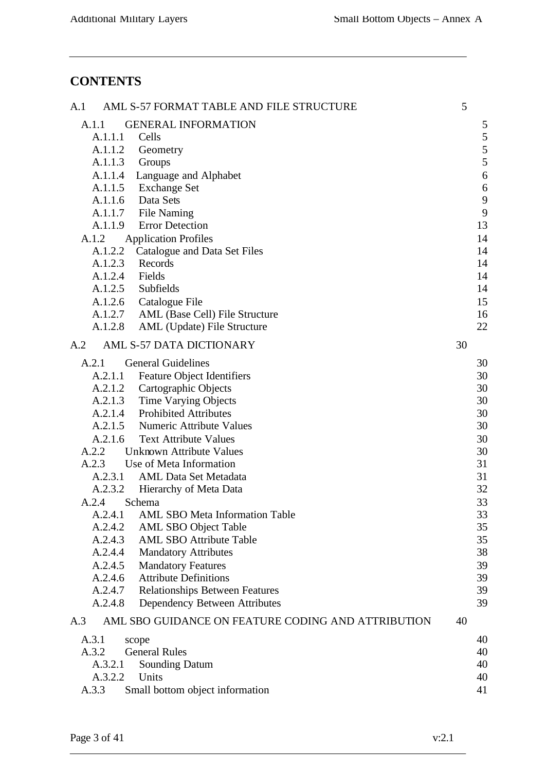# CONTENTS

- A.1 AML S-57 FORMAT TABLE AND FILE STRUCTURE — 5
  - A.1.1 GENERAL INFORMATION — 5
    - A.1.1.1 Cells — 5
    - A.1.1.2 Geometry — 5
    - A.1.1.3 Groups — 5
    - A.1.1.4 Language and Alphabet — 6
    - A.1.1.5 Exchange Set — 6
    - A.1.1.6 Data Sets — 9
    - A.1.1.7 File Naming — 9
    - A.1.1.9 Error Detection — 13
  - A.1.2 Application Profiles — 14
    - A.1.2.2 Catalogue and Data Set Files — 14
    - A.1.2.3 Records — 14
    - A.1.2.4 Fields — 14
    - A.1.2.5 Subfields — 14
    - A.1.2.6 Catalogue File — 15
    - A.1.2.7 AML (Base Cell) File Structure — 16
    - A.1.2.8 AML (Update) File Structure — 22
- A.2 AML S-57 DATA DICTIONARY — 30
  - A.2.1 General Guidelines — 30
    - A.2.1.1 Feature Object Identifiers — 30
    - A.2.1.2 Cartographic Objects — 30
    - A.2.1.3 Time Varying Objects — 30
    - A.2.1.4 Prohibited Attributes — 30
    - A.2.1.5 Numeric Attribute Values — 30
    - A.2.1.6 Text Attribute Values — 30
  - A.2.2 Unknown Attribute Values — 30
  - A.2.3 Use of Meta Information — 31
    - A.2.3.1 AML Data Set Metadata — 31
    - A.2.3.2 Hierarchy of Meta Data — 32
  - A.2.4 Schema — 33
    - A.2.4.1 AML SBO Meta Information Table — 33
    - A.2.4.2 AML SBO Object Table — 35
    - A.2.4.3 AML SBO Attribute Table — 35
    - A.2.4.4 Mandatory Attributes — 38
    - A.2.4.5 Mandatory Features — 39
    - A.2.4.6 Attribute Definitions — 39
    - A.2.4.7 Relationships Between Features — 39
    - A.2.4.8 Dependency Between Attributes — 39
- A.3 AML SBO GUIDANCE ON FEATURE CODING AND ATTRIBUTION — 40
  - A.3.1 scope — 40
  - A.3.2 General Rules — 40
    - A.3.2.1 Sounding Datum — 40
    - A.3.2.2 Units — 40
  - A.3.3 Small bottom object information — 41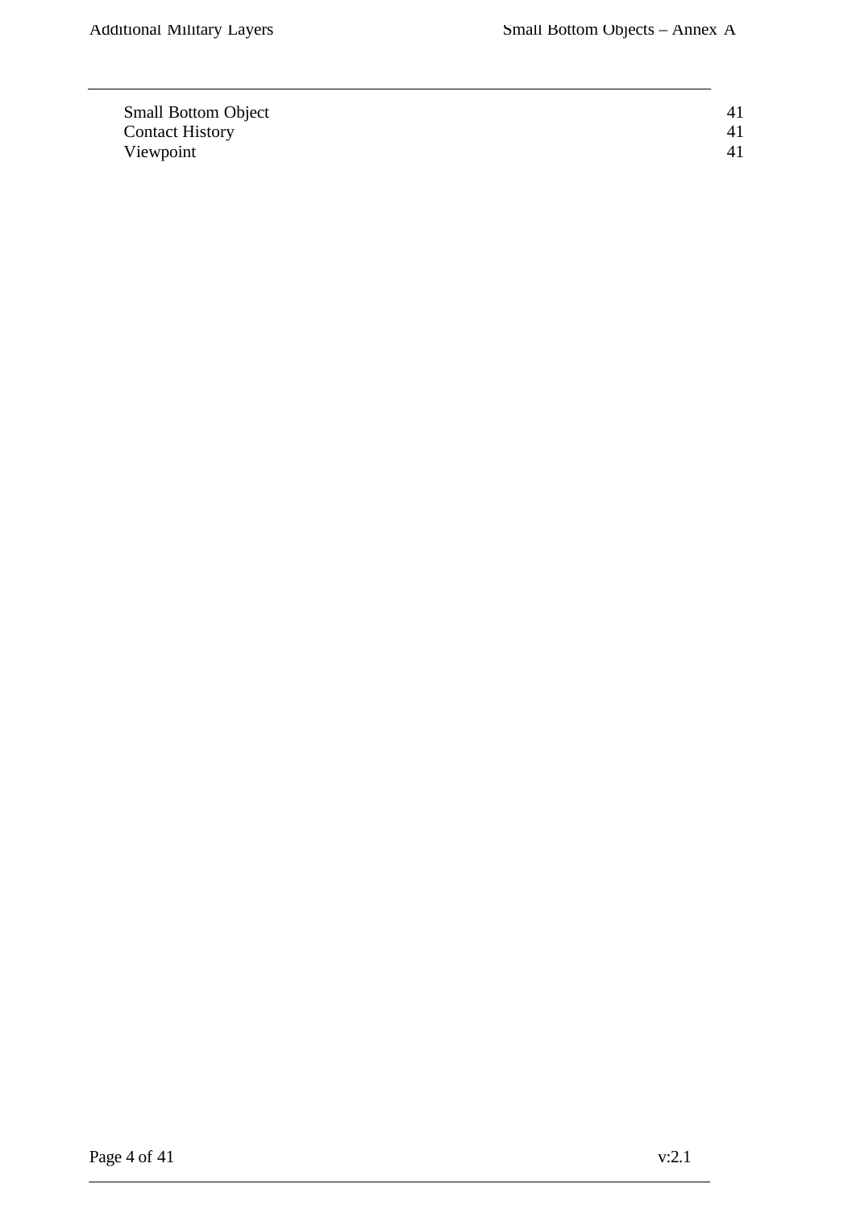| | |
|---|---|
| Small Bottom Object | 41 |
| Contact History | 41 |
| Viewpoint | 41 |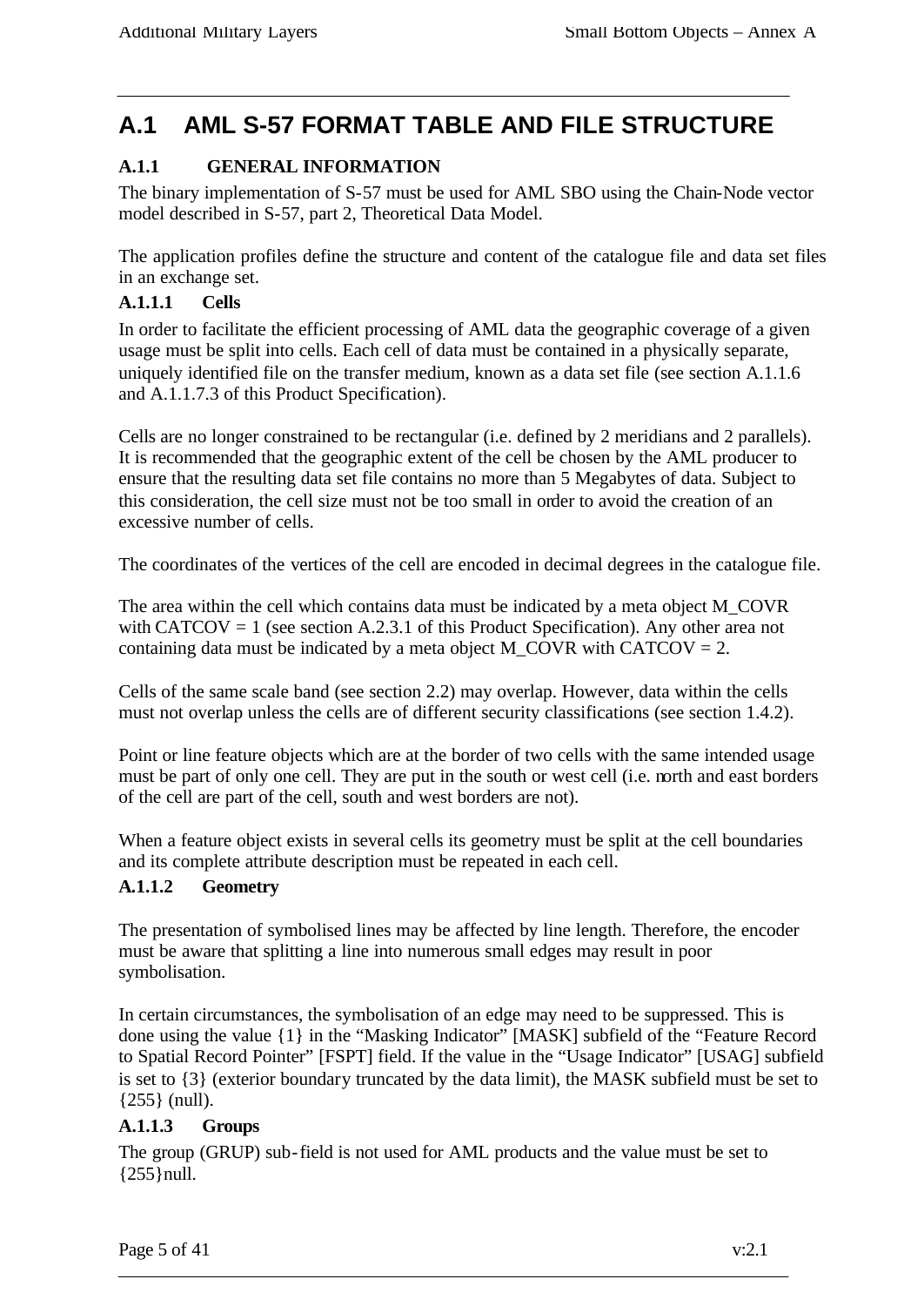# A.1 AML S-57 FORMAT TABLE AND FILE STRUCTURE

## A.1.1 GENERAL INFORMATION

The binary implementation of S-57 must be used for AML SBO using the Chain-Node vector model described in S-57, part 2, Theoretical Data Model.

The application profiles define the structure and content of the catalogue file and data set files in an exchange set.

### A.1.1.1 Cells

In order to facilitate the efficient processing of AML data the geographic coverage of a given usage must be split into cells. Each cell of data must be contained in a physically separate, uniquely identified file on the transfer medium, known as a data set file (see section A.1.1.6 and A.1.1.7.3 of this Product Specification).

Cells are no longer constrained to be rectangular (i.e. defined by 2 meridians and 2 parallels). It is recommended that the geographic extent of the cell be chosen by the AML producer to ensure that the resulting data set file contains no more than 5 Megabytes of data. Subject to this consideration, the cell size must not be too small in order to avoid the creation of an excessive number of cells.

The coordinates of the vertices of the cell are encoded in decimal degrees in the catalogue file.

The area within the cell which contains data must be indicated by a meta object M_COVR with CATCOV = 1 (see section A.2.3.1 of this Product Specification). Any other area not containing data must be indicated by a meta object M_COVR with CATCOV = 2.

Cells of the same scale band (see section 2.2) may overlap. However, data within the cells must not overlap unless the cells are of different security classifications (see section 1.4.2).

Point or line feature objects which are at the border of two cells with the same intended usage must be part of only one cell. They are put in the south or west cell (i.e. north and east borders of the cell are part of the cell, south and west borders are not).

When a feature object exists in several cells its geometry must be split at the cell boundaries and its complete attribute description must be repeated in each cell.

### A.1.1.2 Geometry

The presentation of symbolised lines may be affected by line length. Therefore, the encoder must be aware that splitting a line into numerous small edges may result in poor symbolisation.

In certain circumstances, the symbolisation of an edge may need to be suppressed. This is done using the value {1} in the "Masking Indicator" [MASK] subfield of the "Feature Record to Spatial Record Pointer" [FSPT] field. If the value in the "Usage Indicator" [USAG] subfield is set to {3} (exterior boundary truncated by the data limit), the MASK subfield must be set to {255} (null).

### A.1.1.3 Groups

The group (GRUP) sub-field is not used for AML products and the value must be set to {255}null.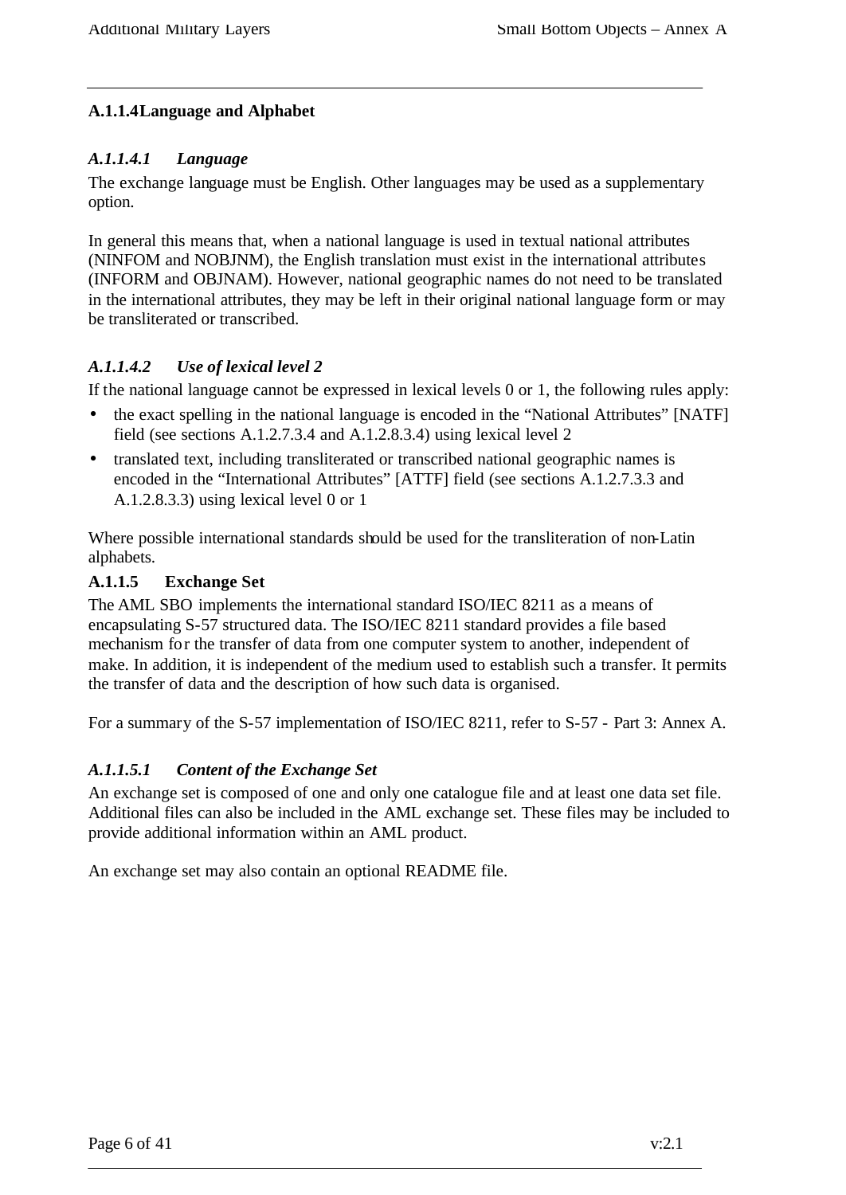### A.1.1.4 Language and Alphabet

#### *A.1.1.4.1 Language*

The exchange language must be English. Other languages may be used as a supplementary option.

In general this means that, when a national language is used in textual national attributes (NINFOM and NOBJNM), the English translation must exist in the international attributes (INFORM and OBJNAM). However, national geographic names do not need to be translated in the international attributes, they may be left in their original national language form or may be transliterated or transcribed.

#### *A.1.1.4.2 Use of lexical level 2*

If the national language cannot be expressed in lexical levels 0 or 1, the following rules apply:

- the exact spelling in the national language is encoded in the "National Attributes" [NATF] field (see sections A.1.2.7.3.4 and A.1.2.8.3.4) using lexical level 2
- translated text, including transliterated or transcribed national geographic names is encoded in the "International Attributes" [ATTF] field (see sections A.1.2.7.3.3 and A.1.2.8.3.3) using lexical level 0 or 1

Where possible international standards should be used for the transliteration of non-Latin alphabets.

### A.1.1.5 Exchange Set

The AML SBO implements the international standard ISO/IEC 8211 as a means of encapsulating S-57 structured data. The ISO/IEC 8211 standard provides a file based mechanism for the transfer of data from one computer system to another, independent of make. In addition, it is independent of the medium used to establish such a transfer. It permits the transfer of data and the description of how such data is organised.

For a summary of the S-57 implementation of ISO/IEC 8211, refer to S-57 - Part 3: Annex A.

#### *A.1.1.5.1 Content of the Exchange Set*

An exchange set is composed of one and only one catalogue file and at least one data set file. Additional files can also be included in the AML exchange set. These files may be included to provide additional information within an AML product.

An exchange set may also contain an optional README file.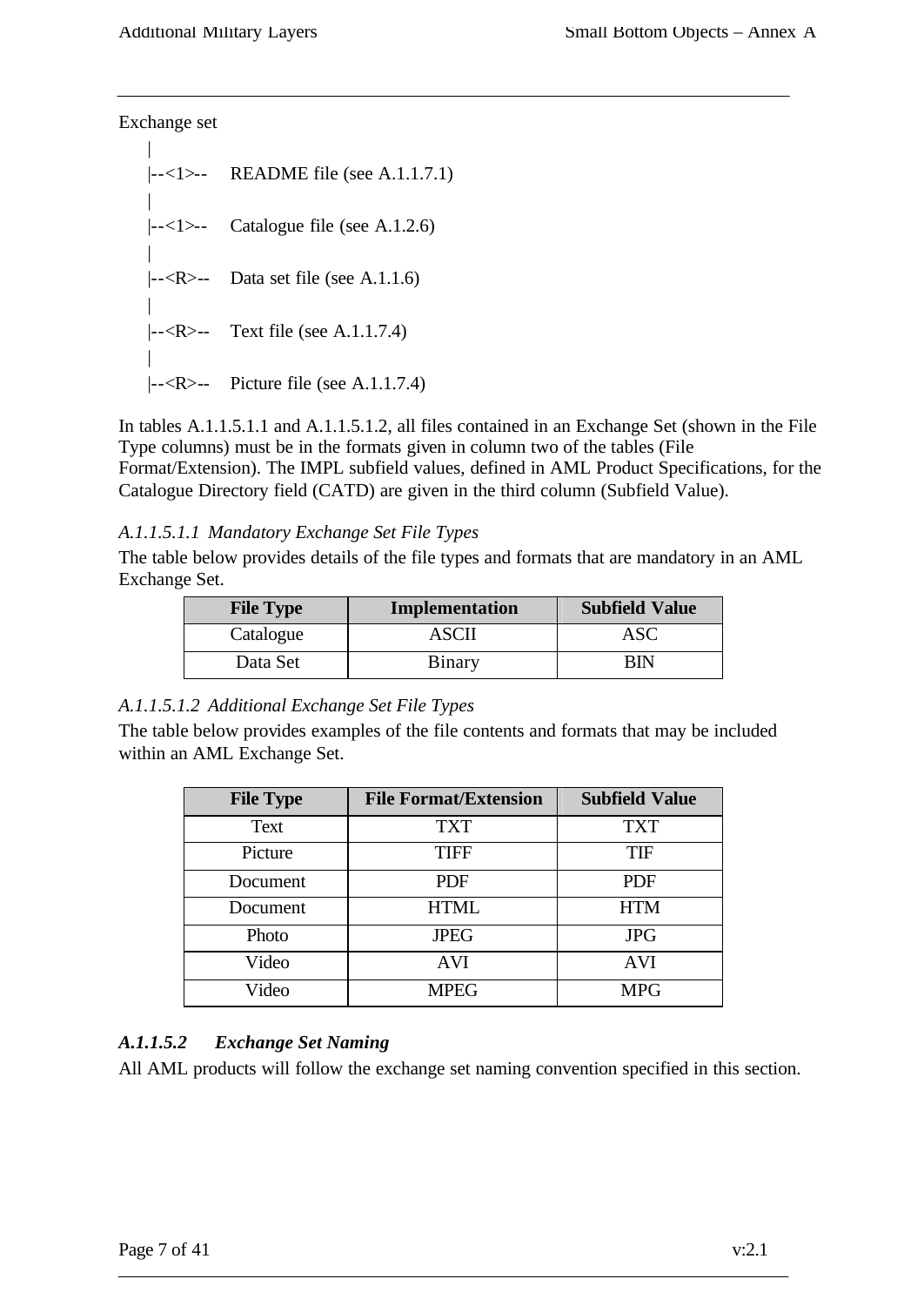Exchange set

```
    |
    |--<1>--    README file (see A.1.1.7.1)
    |
    |--<1>--    Catalogue file (see A.1.2.6)
    |
    |--<R>--    Data set file (see A.1.1.6)
    |
    |--<R>--    Text file (see A.1.1.7.4)
    |
    |--<R>--    Picture file (see A.1.1.7.4)
```

In tables A.1.1.5.1.1 and A.1.1.5.1.2, all files contained in an Exchange Set (shown in the File Type columns) must be in the formats given in column two of the tables (File Format/Extension). The IMPL subfield values, defined in AML Product Specifications, for the Catalogue Directory field (CATD) are given in the third column (Subfield Value).

*A.1.1.5.1.1 Mandatory Exchange Set File Types*

The table below provides details of the file types and formats that are mandatory in an AML Exchange Set.

| File Type | Implementation | Subfield Value |
|---|---|---|
| Catalogue | ASCII | ASC |
| Data Set | Binary | BIN |

*A.1.1.5.1.2 Additional Exchange Set File Types*

The table below provides examples of the file contents and formats that may be included within an AML Exchange Set.

| File Type | File Format/Extension | Subfield Value |
|---|---|---|
| Text | TXT | TXT |
| Picture | TIFF | TIF |
| Document | PDF | PDF |
| Document | HTML | HTM |
| Photo | JPEG | JPG |
| Video | AVI | AVI |
| Video | MPEG | MPG |

#### ***A.1.1.5.2 Exchange Set Naming***

All AML products will follow the exchange set naming convention specified in this section.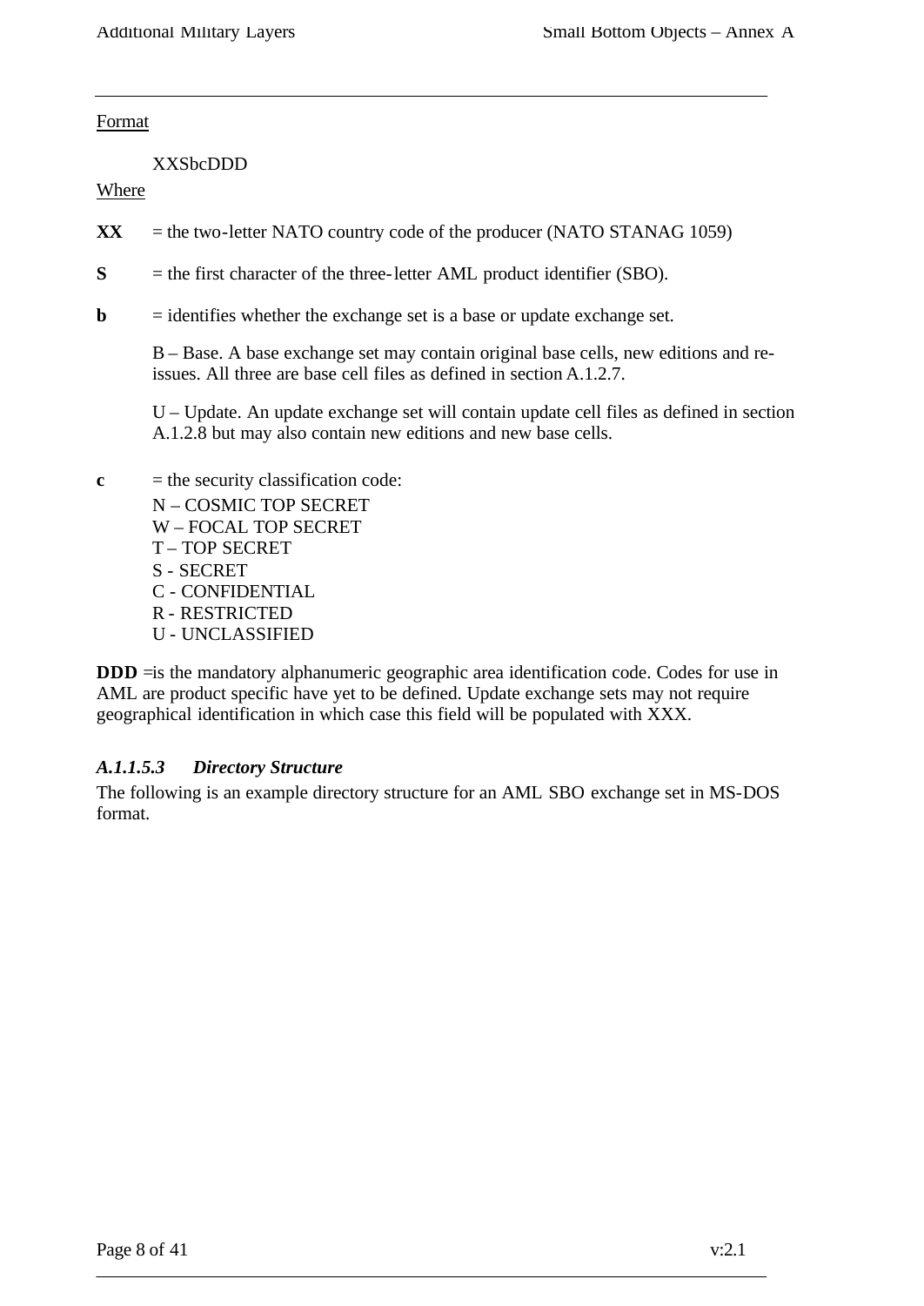Format

XXSbcDDD

Where

**XX** = the two-letter NATO country code of the producer (NATO STANAG 1059)

**S** = the first character of the three-letter AML product identifier (SBO).

**b** = identifies whether the exchange set is a base or update exchange set.

B – Base. A base exchange set may contain original base cells, new editions and re-issues. All three are base cell files as defined in section A.1.2.7.

U – Update. An update exchange set will contain update cell files as defined in section A.1.2.8 but may also contain new editions and new base cells.

**c** = the security classification code:

N – COSMIC TOP SECRET
W – FOCAL TOP SECRET
T – TOP SECRET
S - SECRET
C - CONFIDENTIAL
R - RESTRICTED
U - UNCLASSIFIED

**DDD** =is the mandatory alphanumeric geographic area identification code. Codes for use in AML are product specific have yet to be defined. Update exchange sets may not require geographical identification in which case this field will be populated with XXX.

#### *A.1.1.5.3 Directory Structure*

The following is an example directory structure for an AML SBO exchange set in MS-DOS format.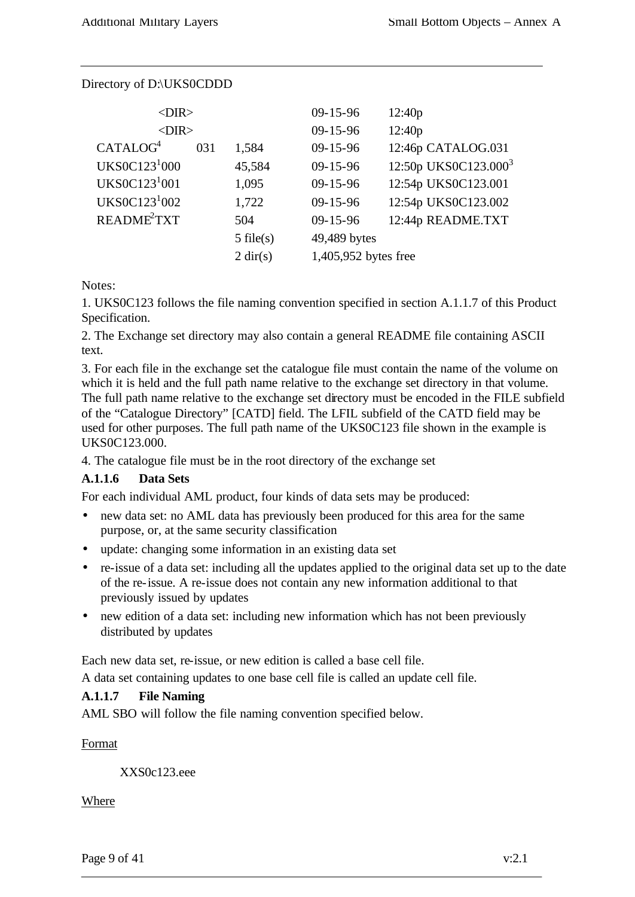Directory of D:\UKS0CDDD

| | | | | |
|---|---|---|---|---|
| <DIR> | | | 09-15-96 | 12:40p |
| <DIR> | | | 09-15-96 | 12:40p |
| CATALOG[4] | 031 | 1,584 | 09-15-96 | 12:46p CATALOG.031 |
| UKS0C123[1]000 | | 45,584 | 09-15-96 | 12:50p UKS0C123.000[3] |
| UKS0C123[1]001 | | 1,095 | 09-15-96 | 12:54p UKS0C123.001 |
| UKS0C123[1]002 | | 1,722 | 09-15-96 | 12:54p UKS0C123.002 |
| README[2]TXT | | 504 | 09-15-96 | 12:44p README.TXT |
| | | 5 file(s) | 49,489 bytes | |
| | | 2 dir(s) | 1,405,952 bytes free | |

Notes:

1. UKS0C123 follows the file naming convention specified in section A.1.1.7 of this Product Specification.
2. The Exchange set directory may also contain a general README file containing ASCII text.
3. For each file in the exchange set the catalogue file must contain the name of the volume on which it is held and the full path name relative to the exchange set directory in that volume. The full path name relative to the exchange set directory must be encoded in the FILE subfield of the "Catalogue Directory" [CATD] field. The LFIL subfield of the CATD field may be used for other purposes. The full path name of the UKS0C123 file shown in the example is UKS0C123.000.
4. The catalogue file must be in the root directory of the exchange set

### A.1.1.6 Data Sets

For each individual AML product, four kinds of data sets may be produced:

- new data set: no AML data has previously been produced for this area for the same purpose, or, at the same security classification
- update: changing some information in an existing data set
- re-issue of a data set: including all the updates applied to the original data set up to the date of the re-issue. A re-issue does not contain any new information additional to that previously issued by updates
- new edition of a data set: including new information which has not been previously distributed by updates

Each new data set, re-issue, or new edition is called a base cell file.

A data set containing updates to one base cell file is called an update cell file.

### A.1.1.7 File Naming

AML SBO will follow the file naming convention specified below.

Format

XXS0c123.eee

Where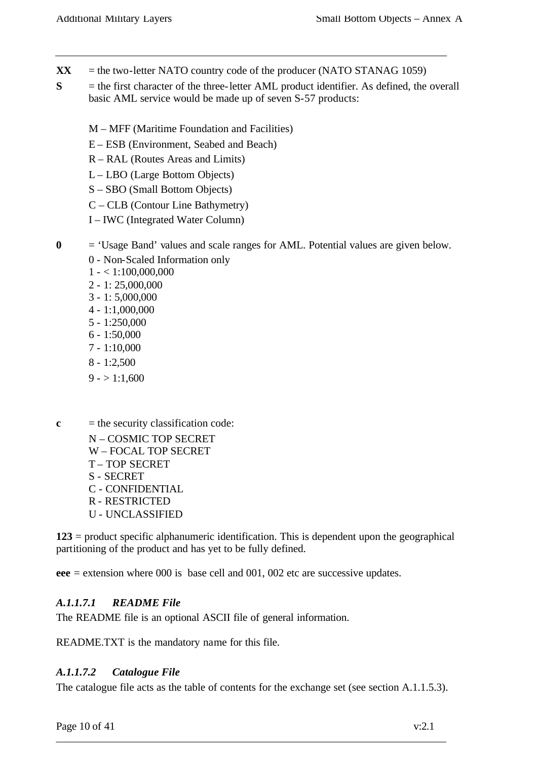**XX** = the two-letter NATO country code of the producer (NATO STANAG 1059)

**S** = the first character of the three-letter AML product identifier. As defined, the overall basic AML service would be made up of seven S-57 products:

M – MFF (Maritime Foundation and Facilities)
E – ESB (Environment, Seabed and Beach)
R – RAL (Routes Areas and Limits)
L – LBO (Large Bottom Objects)
S – SBO (Small Bottom Objects)
C – CLB (Contour Line Bathymetry)
I – IWC (Integrated Water Column)

**0** = 'Usage Band' values and scale ranges for AML. Potential values are given below.

0 - Non-Scaled Information only
1 - < 1:100,000,000
2 - 1: 25,000,000
3 - 1: 5,000,000
4 - 1:1,000,000
5 - 1:250,000
6 - 1:50,000
7 - 1:10,000
8 - 1:2,500
9 - > 1:1,600

**c** = the security classification code:

N – COSMIC TOP SECRET
W – FOCAL TOP SECRET
T – TOP SECRET
S - SECRET
C - CONFIDENTIAL
R - RESTRICTED
U - UNCLASSIFIED

**123** = product specific alphanumeric identification. This is dependent upon the geographical partitioning of the product and has yet to be fully defined.

**eee** = extension where 000 is base cell and 001, 002 etc are successive updates.

#### *A.1.1.7.1 README File*

The README file is an optional ASCII file of general information.

README.TXT is the mandatory name for this file.

#### *A.1.1.7.2 Catalogue File*

The catalogue file acts as the table of contents for the exchange set (see section A.1.1.5.3).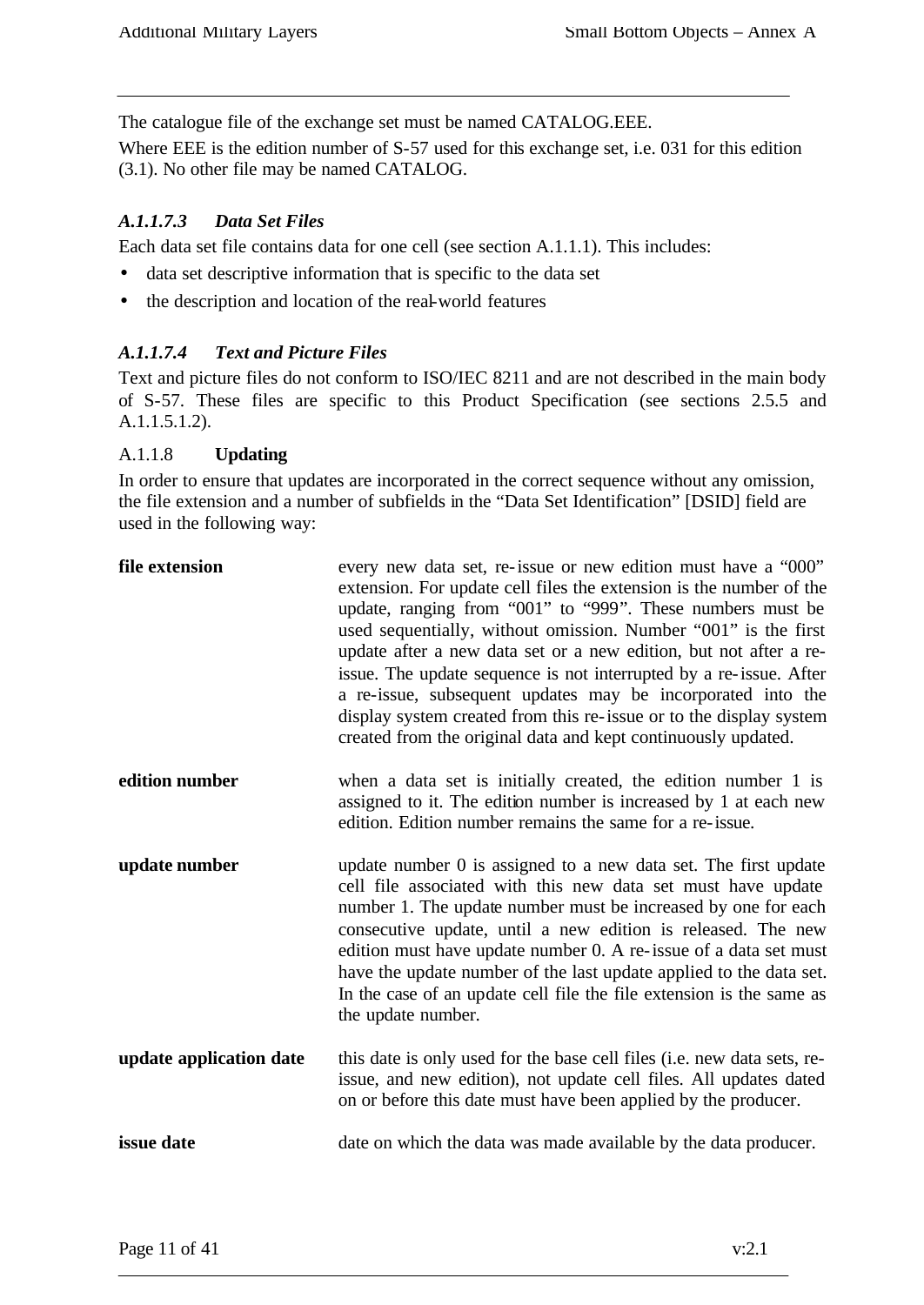The catalogue file of the exchange set must be named CATALOG.EEE.

Where EEE is the edition number of S-57 used for this exchange set, i.e. 031 for this edition (3.1). No other file may be named CATALOG.

#### *A.1.1.7.3 Data Set Files*

Each data set file contains data for one cell (see section A.1.1.1). This includes:

- data set descriptive information that is specific to the data set
- the description and location of the real-world features

#### *A.1.1.7.4 Text and Picture Files*

Text and picture files do not conform to ISO/IEC 8211 and are not described in the main body of S-57. These files are specific to this Product Specification (see sections 2.5.5 and A.1.1.5.1.2).

### A.1.1.8 **Updating**

In order to ensure that updates are incorporated in the correct sequence without any omission, the file extension and a number of subfields in the "Data Set Identification" [DSID] field are used in the following way:

**file extension** every new data set, re-issue or new edition must have a "000" extension. For update cell files the extension is the number of the update, ranging from "001" to "999". These numbers must be used sequentially, without omission. Number "001" is the first update after a new data set or a new edition, but not after a re-issue. The update sequence is not interrupted by a re-issue. After a re-issue, subsequent updates may be incorporated into the display system created from this re-issue or to the display system created from the original data and kept continuously updated.

**edition number** when a data set is initially created, the edition number 1 is assigned to it. The edition number is increased by 1 at each new edition. Edition number remains the same for a re-issue.

**update number** update number 0 is assigned to a new data set. The first update cell file associated with this new data set must have update number 1. The update number must be increased by one for each consecutive update, until a new edition is released. The new edition must have update number 0. A re-issue of a data set must have the update number of the last update applied to the data set. In the case of an update cell file the file extension is the same as the update number.

**update application date** this date is only used for the base cell files (i.e. new data sets, re-issue, and new edition), not update cell files. All updates dated on or before this date must have been applied by the producer.

**issue date** date on which the data was made available by the data producer.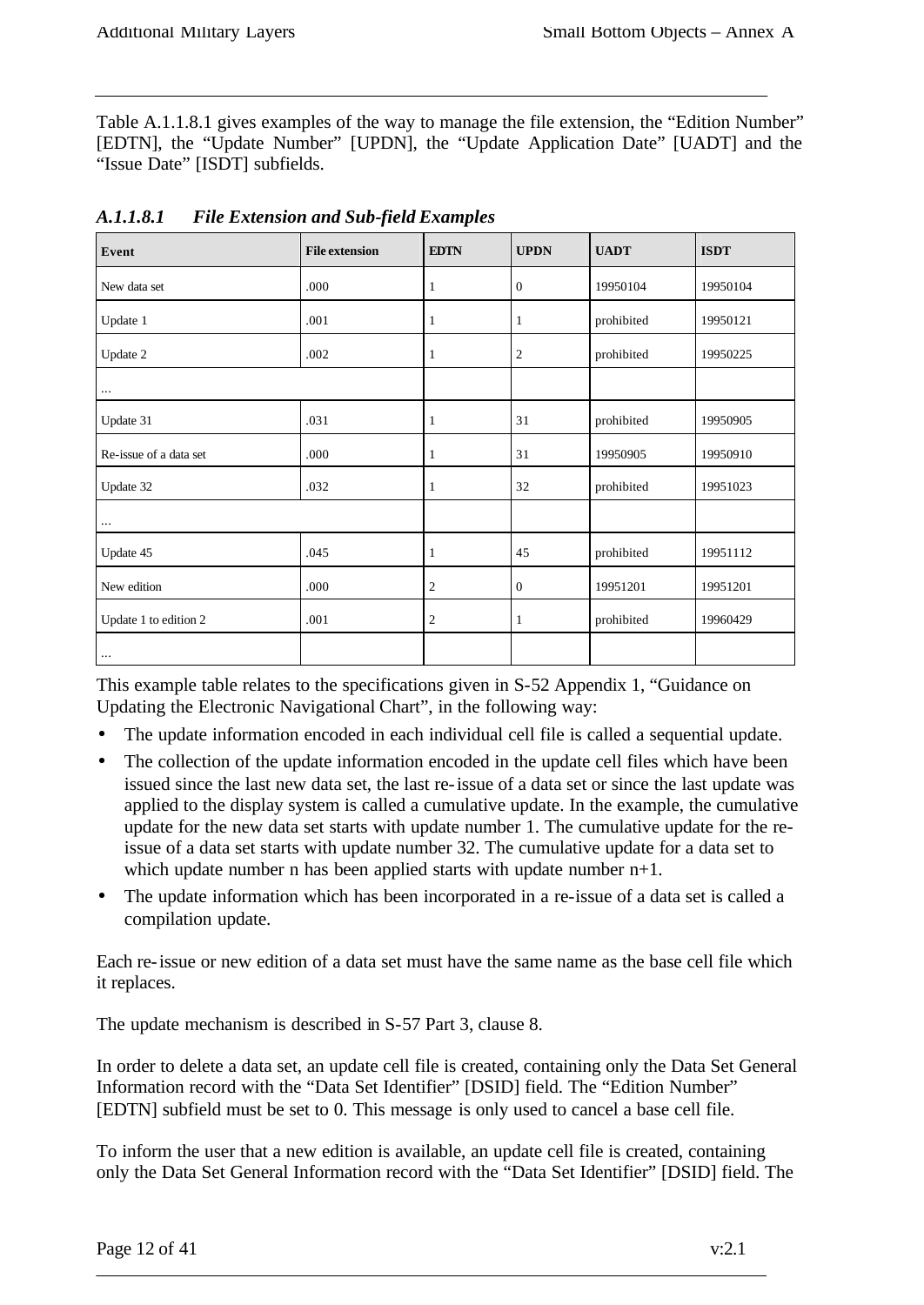Table A.1.1.8.1 gives examples of the way to manage the file extension, the "Edition Number" [EDTN], the "Update Number" [UPDN], the "Update Application Date" [UADT] and the "Issue Date" [ISDT] subfields.

### *A.1.1.8.1 File Extension and Sub-field Examples*

| Event | File extension | EDTN | UPDN | UADT | ISDT |
|---|---|---|---|---|---|
| New data set | .000 | 1 | 0 | 19950104 | 19950104 |
| Update 1 | .001 | 1 | 1 | prohibited | 19950121 |
| Update 2 | .002 | 1 | 2 | prohibited | 19950225 |
| ... | | | | | |
| Update 31 | .031 | 1 | 31 | prohibited | 19950905 |
| Re-issue of a data set | .000 | 1 | 31 | 19950905 | 19950910 |
| Update 32 | .032 | 1 | 32 | prohibited | 19951023 |
| ... | | | | | |
| Update 45 | .045 | 1 | 45 | prohibited | 19951112 |
| New edition | .000 | 2 | 0 | 19951201 | 19951201 |
| Update 1 to edition 2 | .001 | 2 | 1 | prohibited | 19960429 |
| ... | | | | | |

This example table relates to the specifications given in S-52 Appendix 1, "Guidance on Updating the Electronic Navigational Chart", in the following way:

- The update information encoded in each individual cell file is called a sequential update.
- The collection of the update information encoded in the update cell files which have been issued since the last new data set, the last re-issue of a data set or since the last update was applied to the display system is called a cumulative update. In the example, the cumulative update for the new data set starts with update number 1. The cumulative update for the re-issue of a data set starts with update number 32. The cumulative update for a data set to which update number n has been applied starts with update number n+1.
- The update information which has been incorporated in a re-issue of a data set is called a compilation update.

Each re-issue or new edition of a data set must have the same name as the base cell file which it replaces.

The update mechanism is described in S-57 Part 3, clause 8.

In order to delete a data set, an update cell file is created, containing only the Data Set General Information record with the "Data Set Identifier" [DSID] field. The "Edition Number" [EDTN] subfield must be set to 0. This message is only used to cancel a base cell file.

To inform the user that a new edition is available, an update cell file is created, containing only the Data Set General Information record with the "Data Set Identifier" [DSID] field. The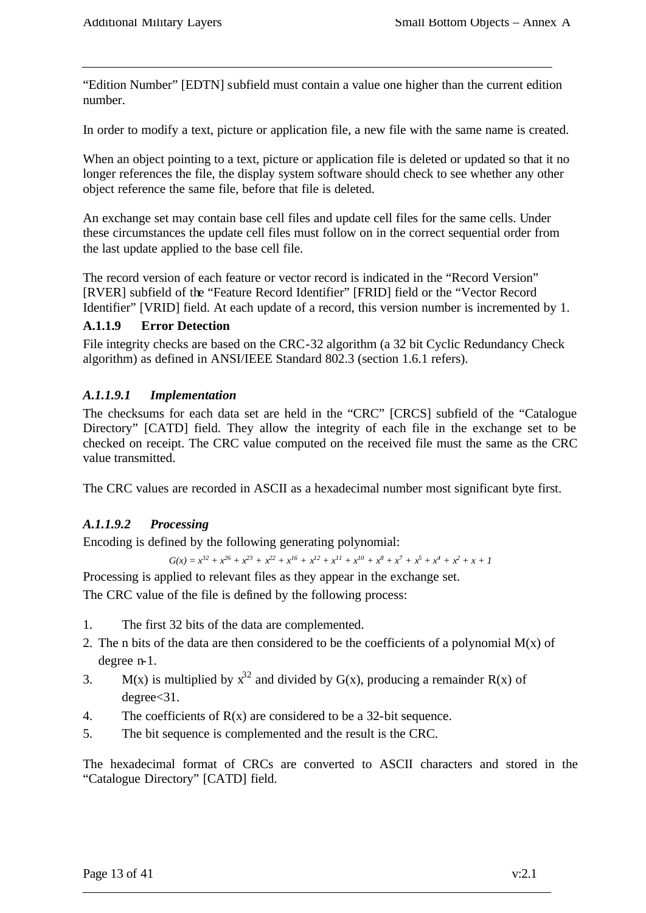"Edition Number" [EDTN] subfield must contain a value one higher than the current edition number.

In order to modify a text, picture or application file, a new file with the same name is created.

When an object pointing to a text, picture or application file is deleted or updated so that it no longer references the file, the display system software should check to see whether any other object reference the same file, before that file is deleted.

An exchange set may contain base cell files and update cell files for the same cells. Under these circumstances the update cell files must follow on in the correct sequential order from the last update applied to the base cell file.

The record version of each feature or vector record is indicated in the "Record Version" [RVER] subfield of the "Feature Record Identifier" [FRID] field or the "Vector Record Identifier" [VRID] field. At each update of a record, this version number is incremented by 1.

### A.1.1.9 Error Detection

File integrity checks are based on the CRC-32 algorithm (a 32 bit Cyclic Redundancy Check algorithm) as defined in ANSI/IEEE Standard 802.3 (section 1.6.1 refers).

#### *A.1.1.9.1 Implementation*

The checksums for each data set are held in the "CRC" [CRCS] subfield of the "Catalogue Directory" [CATD] field. They allow the integrity of each file in the exchange set to be checked on receipt. The CRC value computed on the received file must the same as the CRC value transmitted.

The CRC values are recorded in ASCII as a hexadecimal number most significant byte first.

#### *A.1.1.9.2 Processing*

Encoding is defined by the following generating polynomial:

$$G(x) = x^{32} + x^{26} + x^{23} + x^{22} + x^{16} + x^{12} + x^{11} + x^{10} + x^{8} + x^{7} + x^{5} + x^{4} + x^{2} + x + 1$$

Processing is applied to relevant files as they appear in the exchange set.

The CRC value of the file is defined by the following process:

1. The first 32 bits of the data are complemented.
2. The n bits of the data are then considered to be the coefficients of a polynomial M(x) of degree n-1.
3. M(x) is multiplied by $x^{32}$ and divided by G(x), producing a remainder R(x) of degree<31.
4. The coefficients of R(x) are considered to be a 32-bit sequence.
5. The bit sequence is complemented and the result is the CRC.

The hexadecimal format of CRCs are converted to ASCII characters and stored in the "Catalogue Directory" [CATD] field.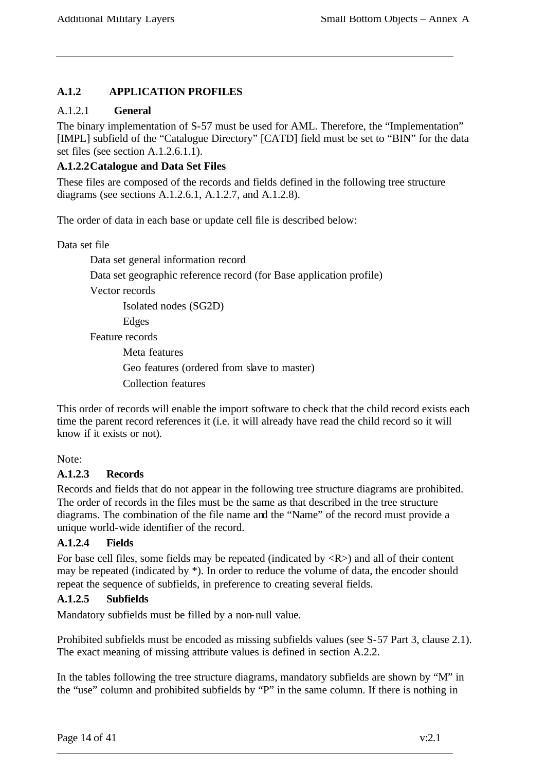## A.1.2 APPLICATION PROFILES

A.1.2.1 **General**

The binary implementation of S-57 must be used for AML. Therefore, the "Implementation" [IMPL] subfield of the "Catalogue Directory" [CATD] field must be set to "BIN" for the data set files (see section A.1.2.6.1.1).

**A.1.2.2 Catalogue and Data Set Files**

These files are composed of the records and fields defined in the following tree structure diagrams (see sections A.1.2.6.1, A.1.2.7, and A.1.2.8).

The order of data in each base or update cell file is described below:

Data set file

- Data set general information record
- Data set geographic reference record (for Base application profile)
- Vector records
  - Isolated nodes (SG2D)
  - Edges
- Feature records
  - Meta features
  - Geo features (ordered from slave to master)
  - Collection features

This order of records will enable the import software to check that the child record exists each time the parent record references it (i.e. it will already have read the child record so it will know if it exists or not).

Note:

**A.1.2.3 Records**

Records and fields that do not appear in the following tree structure diagrams are prohibited. The order of records in the files must be the same as that described in the tree structure diagrams. The combination of the file name and the "Name" of the record must provide a unique world-wide identifier of the record.

**A.1.2.4 Fields**

For base cell files, some fields may be repeated (indicated by <R>) and all of their content may be repeated (indicated by *). In order to reduce the volume of data, the encoder should repeat the sequence of subfields, in preference to creating several fields.

**A.1.2.5 Subfields**

Mandatory subfields must be filled by a non-null value.

Prohibited subfields must be encoded as missing subfields values (see S-57 Part 3, clause 2.1). The exact meaning of missing attribute values is defined in section A.2.2.

In the tables following the tree structure diagrams, mandatory subfields are shown by "M" in the "use" column and prohibited subfields by "P" in the same column. If there is nothing in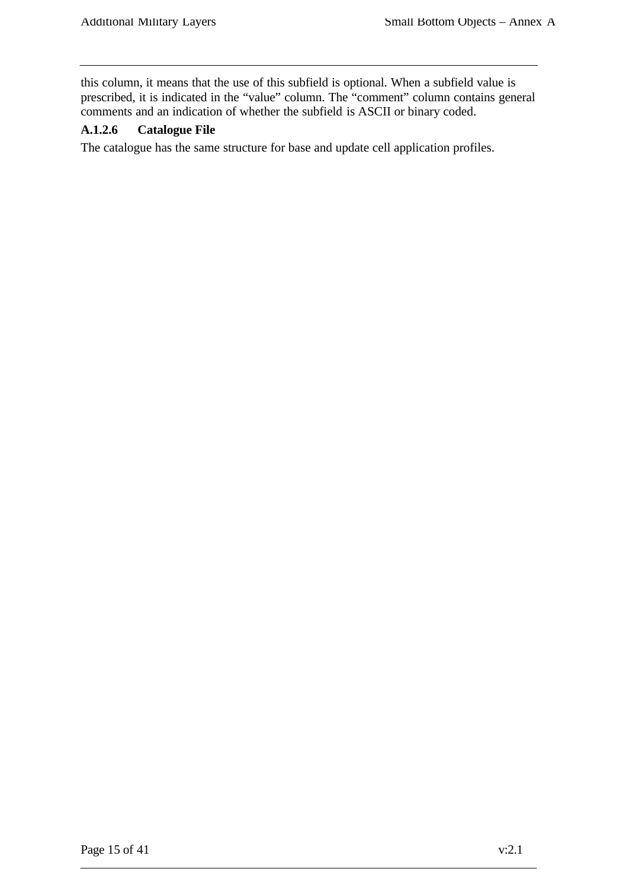this column, it means that the use of this subfield is optional. When a subfield value is prescribed, it is indicated in the “value” column. The “comment” column contains general comments and an indication of whether the subfield is ASCII or binary coded.

#### A.1.2.6 Catalogue File

The catalogue has the same structure for base and update cell application profiles.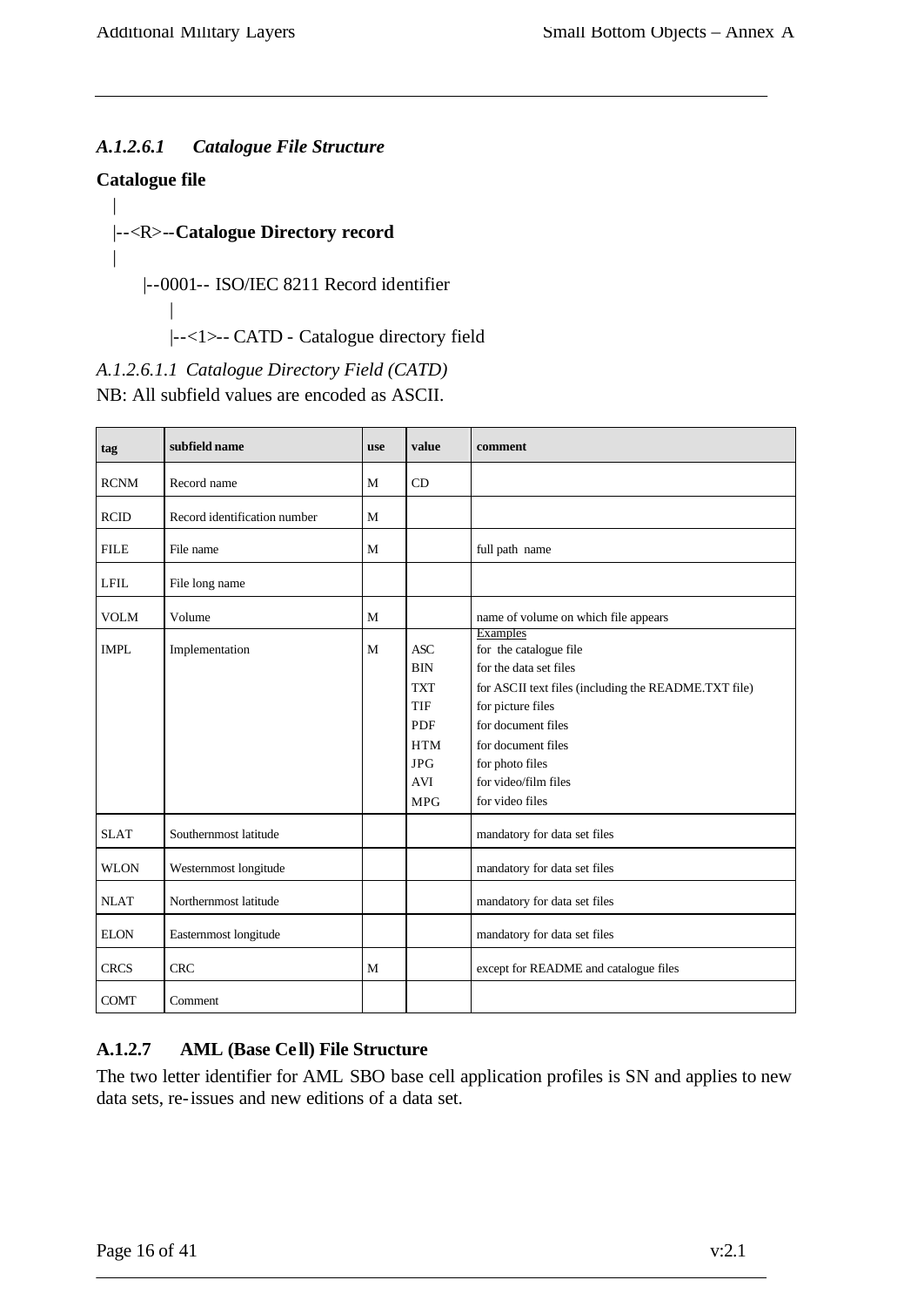#### *A.1.2.6.1 Catalogue File Structure*

**Catalogue file**

```
|
|--<R>--Catalogue Directory record
|
     |--0001-- ISO/IEC 8211 Record identifier
          |
          |--<1>-- CATD - Catalogue directory field
```

*A.1.2.6.1.1 Catalogue Directory Field (CATD)*

NB: All subfield values are encoded as ASCII.

| tag | subfield name | use | value | comment |
|---|---|---|---|---|
| RCNM | Record name | M | CD | |
| RCID | Record identification number | M | | |
| FILE | File name | M | | full path name |
| LFIL | File long name | | | |
| VOLM | Volume | M | | name of volume on which file appears |
| IMPL | Implementation | M | ASC<br>BIN<br>TXT<br>TIF<br>PDF<br>HTM<br>JPG<br>AVI<br>MPG | Examples<br>for the catalogue file<br>for the data set files<br>for ASCII text files (including the README.TXT file)<br>for picture files<br>for document files<br>for document files<br>for photo files<br>for video/film files<br>for video files |
| SLAT | Southernmost latitude | | | mandatory for data set files |
| WLON | Westernmost longitude | | | mandatory for data set files |
| NLAT | Northernmost latitude | | | mandatory for data set files |
| ELON | Easternmost longitude | | | mandatory for data set files |
| CRCS | CRC | M | | except for README and catalogue files |
| COMT | Comment | | | |

### A.1.2.7 AML (Base Cell) File Structure

The two letter identifier for AML SBO base cell application profiles is SN and applies to new data sets, re-issues and new editions of a data set.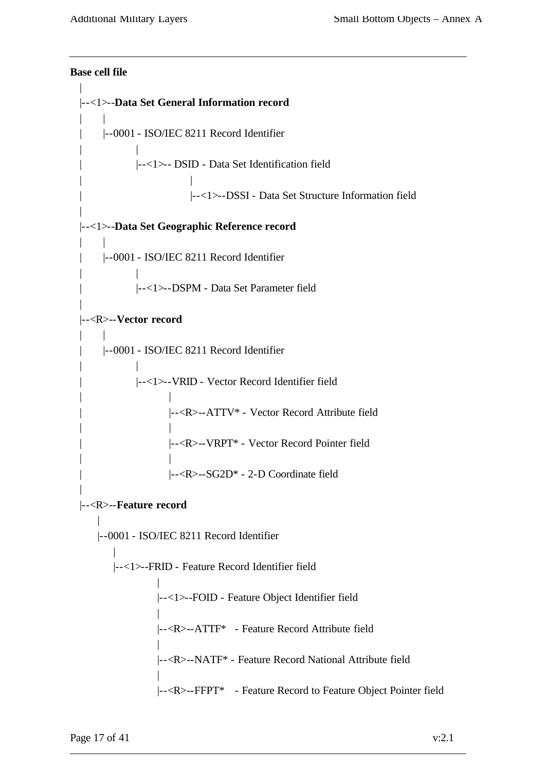**Base cell file**

```
  |
  |--<1>--Data Set General Information record
  |      |
  |      |--0001 - ISO/IEC 8211 Record Identifier
  |              |
  |              |--<1>-- DSID - Data Set Identification field
  |                         |
  |                         |--<1>--DSSI - Data Set Structure Information field
  |
  |--<1>--Data Set Geographic Reference record
  |      |
  |      |--0001 - ISO/IEC 8211 Record Identifier
  |              |
  |              |--<1>--DSPM - Data Set Parameter field
  |
  |--<R>--Vector record
  |      |
  |      |--0001 - ISO/IEC 8211 Record Identifier
  |              |
  |              |--<1>--VRID - Vector Record Identifier field
  |                      |
  |                      |--<R>--ATTV* - Vector Record Attribute field
  |                      |
  |                      |--<R>--VRPT* - Vector Record Pointer field
  |                      |
  |                      |--<R>--SG2D* - 2-D Coordinate field
  |
  |--<R>--Feature record
        |
        |--0001 - ISO/IEC 8211 Record Identifier
            |
            |--<1>--FRID - Feature Record Identifier field
                      |
                      |--<1>--FOID - Feature Object Identifier field
                      |
                      |--<R>--ATTF*   - Feature Record Attribute field
                      |
                      |--<R>--NATF* - Feature Record National Attribute field
                      |
                      |--<R>--FFPT*   - Feature Record to Feature Object Pointer field
```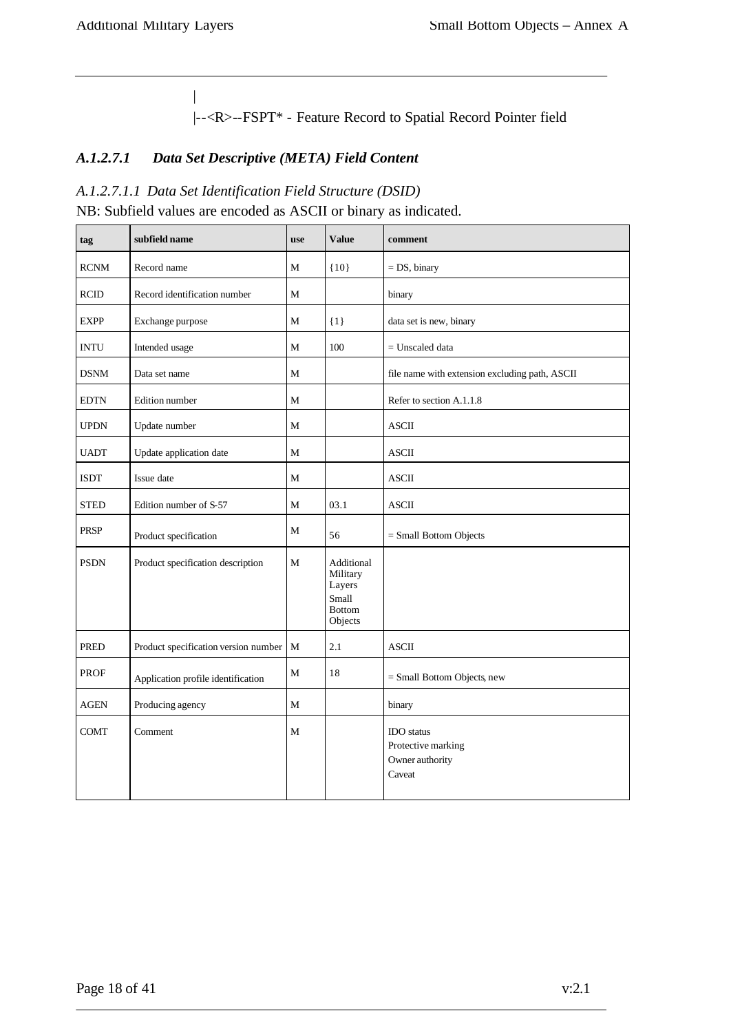|
|--<R>--FSPT* - Feature Record to Spatial Record Pointer field

### *A.1.2.7.1 Data Set Descriptive (META) Field Content*

*A.1.2.7.1.1 Data Set Identification Field Structure (DSID)*

NB: Subfield values are encoded as ASCII or binary as indicated.

| tag | subfield name | use | Value | comment |
|---|---|---|---|---|
| RCNM | Record name | M | {10} | = DS, binary |
| RCID | Record identification number | M | | binary |
| EXPP | Exchange purpose | M | {1} | data set is new, binary |
| INTU | Intended usage | M | 100 | = Unscaled data |
| DSNM | Data set name | M | | file name with extension excluding path, ASCII |
| EDTN | Edition number | M | | Refer to section A.1.1.8 |
| UPDN | Update number | M | | ASCII |
| UADT | Update application date | M | | ASCII |
| ISDT | Issue date | M | | ASCII |
| STED | Edition number of S-57 | M | 03.1 | ASCII |
| PRSP | Product specification | M | 56 | = Small Bottom Objects |
| PSDN | Product specification description | M | Additional Military Layers Small Bottom Objects | |
| PRED | Product specification version number | M | 2.1 | ASCII |
| PROF | Application profile identification | M | 18 | = Small Bottom Objects, new |
| AGEN | Producing agency | M | | binary |
| COMT | Comment | M | | IDO status<br>Protective marking<br>Owner authority<br>Caveat |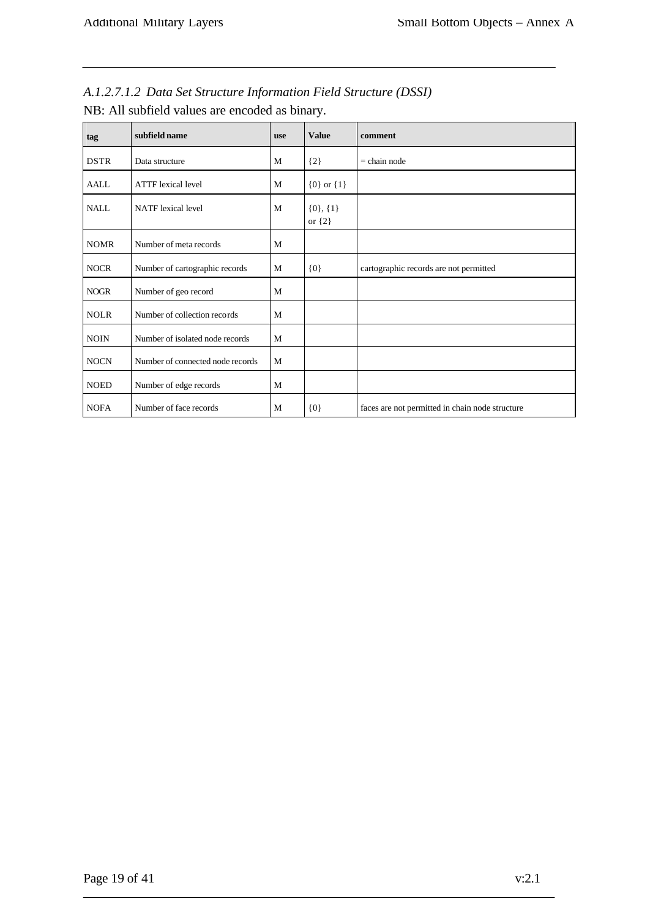*A.1.2.7.1.2 Data Set Structure Information Field Structure (DSSI)*

NB: All subfield values are encoded as binary.

| tag | subfield name | use | Value | comment |
|---|---|---|---|---|
| DSTR | Data structure | M | {2} | = chain node |
| AALL | ATTF lexical level | M | {0} or {1} | |
| NALL | NATF lexical level | M | {0}, {1} or {2} | |
| NOMR | Number of meta records | M | | |
| NOCR | Number of cartographic records | M | {0} | cartographic records are not permitted |
| NOGR | Number of geo record | M | | |
| NOLR | Number of collection records | M | | |
| NOIN | Number of isolated node records | M | | |
| NOCN | Number of connected node records | M | | |
| NOED | Number of edge records | M | | |
| NOFA | Number of face records | M | {0} | faces are not permitted in chain node structure |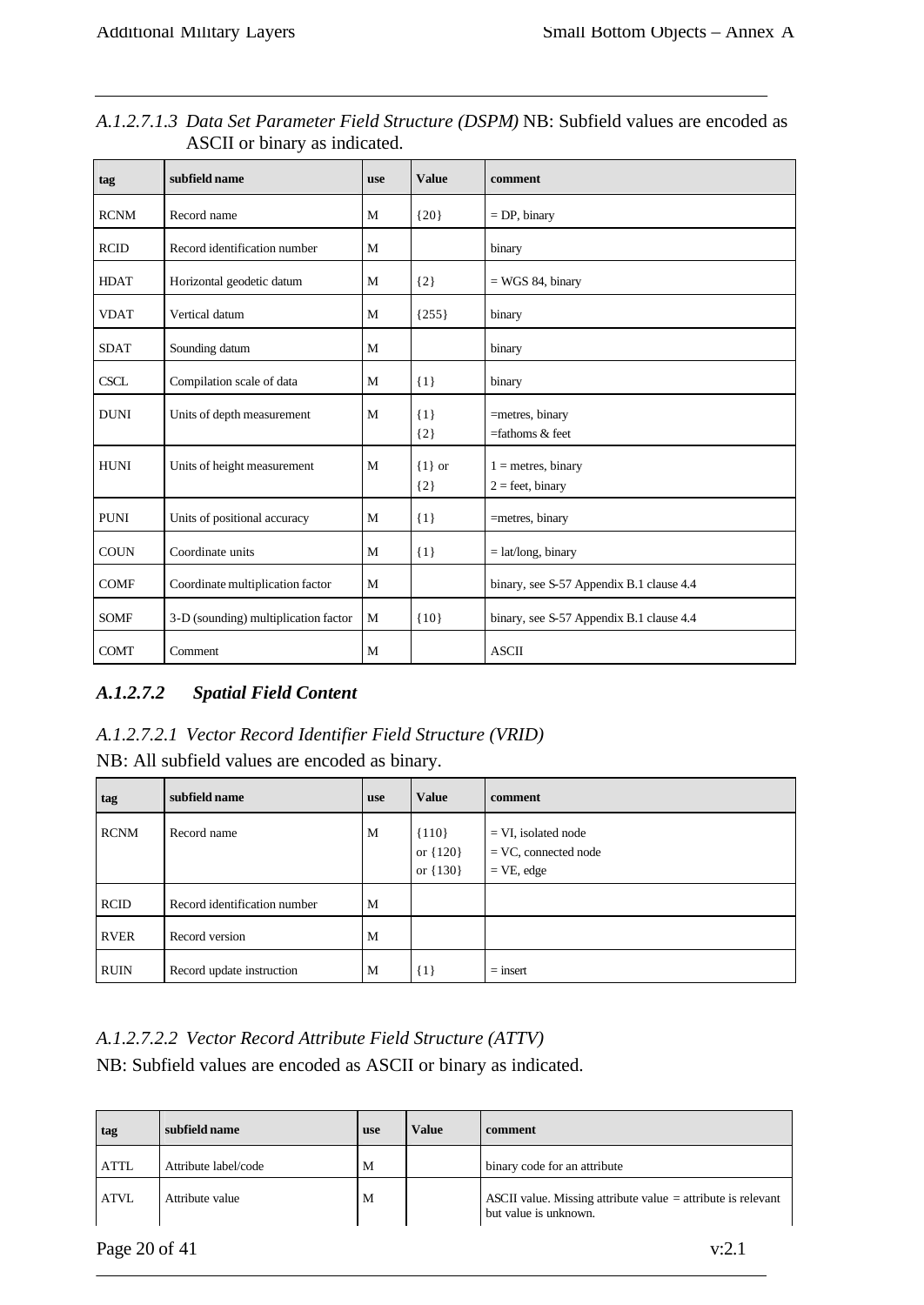*A.1.2.7.1.3 Data Set Parameter Field Structure (DSPM)* NB: Subfield values are encoded as ASCII or binary as indicated.

| tag | subfield name | use | Value | comment |
|---|---|---|---|---|
| RCNM | Record name | M | {20} | = DP, binary |
| RCID | Record identification number | M | | binary |
| HDAT | Horizontal geodetic datum | M | {2} | = WGS 84, binary |
| VDAT | Vertical datum | M | {255} | binary |
| SDAT | Sounding datum | M | | binary |
| CSCL | Compilation scale of data | M | {1} | binary |
| DUNI | Units of depth measurement | M | {1}<br>{2} | =metres, binary<br>=fathoms & feet |
| HUNI | Units of height measurement | M | {1} or<br>{2} | 1 = metres, binary<br>2 = feet, binary |
| PUNI | Units of positional accuracy | M | {1} | =metres, binary |
| COUN | Coordinate units | M | {1} | = lat/long, binary |
| COMF | Coordinate multiplication factor | M | | binary, see S-57 Appendix B.1 clause 4.4 |
| SOMF | 3-D (sounding) multiplication factor | M | {10} | binary, see S-57 Appendix B.1 clause 4.4 |
| COMT | Comment | M | | ASCII |

### *A.1.2.7.2 Spatial Field Content*

*A.1.2.7.2.1 Vector Record Identifier Field Structure (VRID)*

NB: All subfield values are encoded as binary.

| tag | subfield name | use | Value | comment |
|---|---|---|---|---|
| RCNM | Record name | M | {110}<br>or {120}<br>or {130} | = VI, isolated node<br>= VC, connected node<br>= VE, edge |
| RCID | Record identification number | M | | |
| RVER | Record version | M | | |
| RUIN | Record update instruction | M | {1} | = insert |

*A.1.2.7.2.2 Vector Record Attribute Field Structure (ATTV)*

NB: Subfield values are encoded as ASCII or binary as indicated.

| tag | subfield name | use | Value | comment |
|---|---|---|---|---|
| ATTL | Attribute label/code | M | | binary code for an attribute |
| ATVL | Attribute value | M | | ASCII value. Missing attribute value = attribute is relevant but value is unknown. |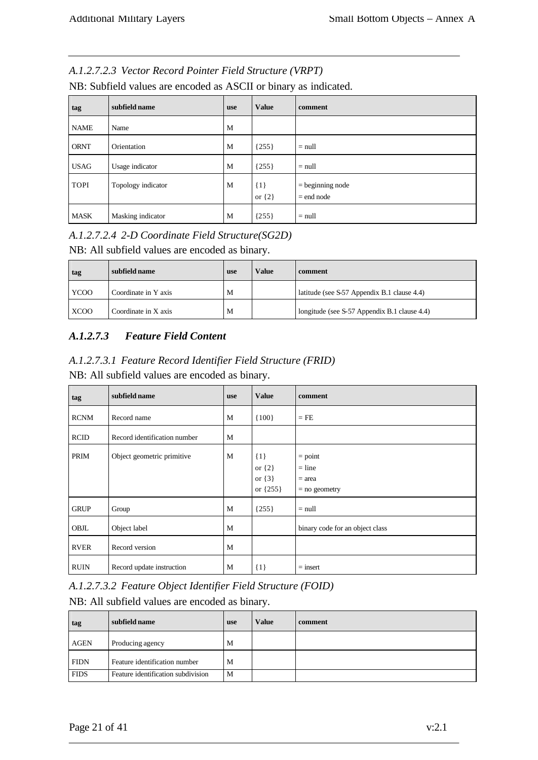*A.1.2.7.2.3 Vector Record Pointer Field Structure (VRPT)*

NB: Subfield values are encoded as ASCII or binary as indicated.

| tag | subfield name | use | Value | comment |
|---|---|---|---|---|
| NAME | Name | M | | |
| ORNT | Orientation | M | {255} | = null |
| USAG | Usage indicator | M | {255} | = null |
| TOPI | Topology indicator | M | {1}<br>or {2} | = beginning node<br>= end node |
| MASK | Masking indicator | M | {255} | = null |

*A.1.2.7.2.4 2-D Coordinate Field Structure(SG2D)*

NB: All subfield values are encoded as binary.

| tag | subfield name | use | Value | comment |
|---|---|---|---|---|
| YCOO | Coordinate in Y axis | M | | latitude (see S-57 Appendix B.1 clause 4.4) |
| XCOO | Coordinate in X axis | M | | longitude (see S-57 Appendix B.1 clause 4.4) |

### *A.1.2.7.3 Feature Field Content*

*A.1.2.7.3.1 Feature Record Identifier Field Structure (FRID)*

NB: All subfield values are encoded as binary.

| tag | subfield name | use | Value | comment |
|---|---|---|---|---|
| RCNM | Record name | M | {100} | = FE |
| RCID | Record identification number | M | | |
| PRIM | Object geometric primitive | M | {1}<br>or {2}<br>or {3}<br>or {255} | = point<br>= line<br>= area<br>= no geometry |
| GRUP | Group | M | {255} | = null |
| OBJL | Object label | M | | binary code for an object class |
| RVER | Record version | M | | |
| RUIN | Record update instruction | M | {1} | = insert |

*A.1.2.7.3.2 Feature Object Identifier Field Structure (FOID)*

NB: All subfield values are encoded as binary.

| tag | subfield name | use | Value | comment |
|---|---|---|---|---|
| AGEN | Producing agency | M | | |
| FIDN | Feature identification number | M | | |
| FIDS | Feature identification subdivision | M | | |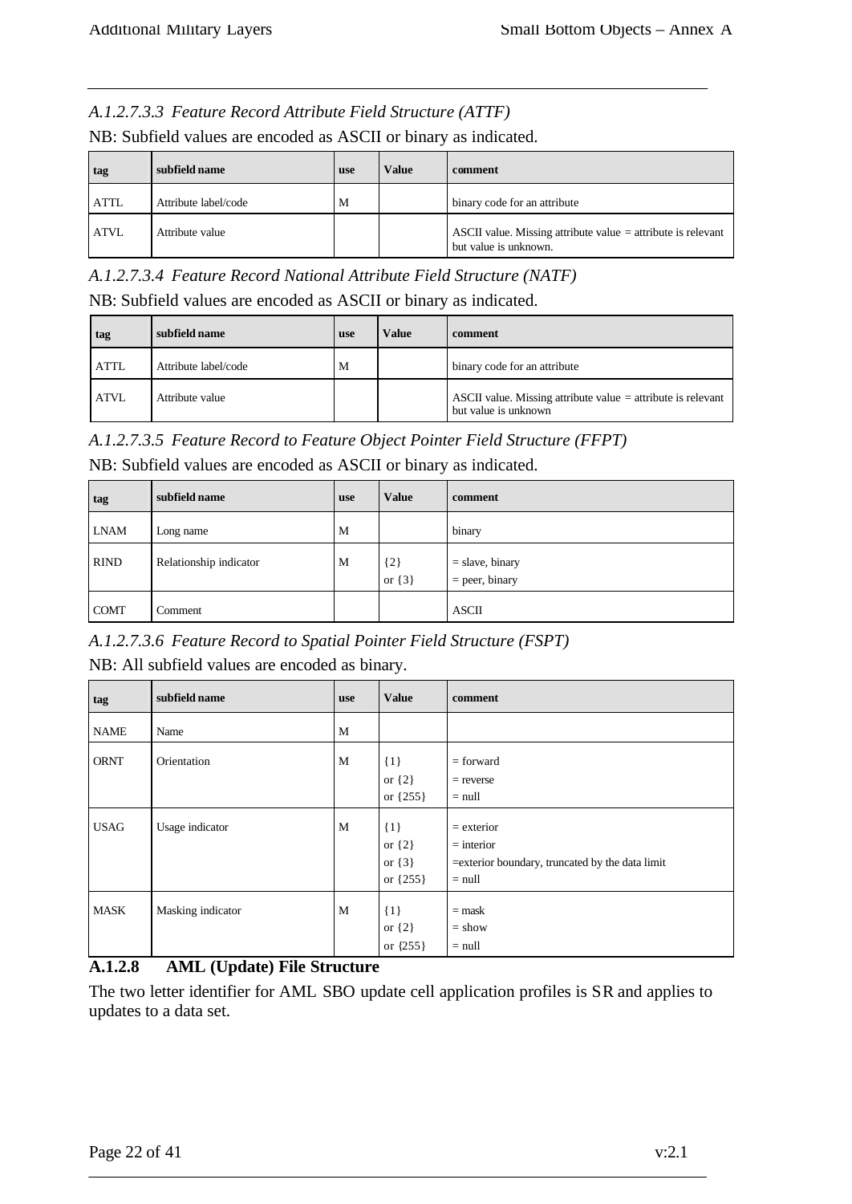*A.1.2.7.3.3 Feature Record Attribute Field Structure (ATTF)*

NB: Subfield values are encoded as ASCII or binary as indicated.

| tag | subfield name | use | Value | comment |
|---|---|---|---|---|
| ATTL | Attribute label/code | M | | binary code for an attribute |
| ATVL | Attribute value | | | ASCII value. Missing attribute value = attribute is relevant but value is unknown. |

*A.1.2.7.3.4 Feature Record National Attribute Field Structure (NATF)*

NB: Subfield values are encoded as ASCII or binary as indicated.

| tag | subfield name | use | Value | comment |
|---|---|---|---|---|
| ATTL | Attribute label/code | M | | binary code for an attribute |
| ATVL | Attribute value | | | ASCII value. Missing attribute value = attribute is relevant but value is unknown |

*A.1.2.7.3.5 Feature Record to Feature Object Pointer Field Structure (FFPT)*

NB: Subfield values are encoded as ASCII or binary as indicated.

| tag | subfield name | use | Value | comment |
|---|---|---|---|---|
| LNAM | Long name | M | | binary |
| RIND | Relationship indicator | M | {2}<br>or {3} | = slave, binary<br>= peer, binary |
| COMT | Comment | | | ASCII |

*A.1.2.7.3.6 Feature Record to Spatial Pointer Field Structure (FSPT)*

NB: All subfield values are encoded as binary.

| tag | subfield name | use | Value | comment |
|---|---|---|---|---|
| NAME | Name | M | | |
| ORNT | Orientation | M | {1}<br>or {2}<br>or {255} | = forward<br>= reverse<br>= null |
| USAG | Usage indicator | M | {1}<br>or {2}<br>or {3}<br>or {255} | = exterior<br>= interior<br>=exterior boundary, truncated by the data limit<br>= null |
| MASK | Masking indicator | M | {1}<br>or {2}<br>or {255} | = mask<br>= show<br>= null |

### A.1.2.8 AML (Update) File Structure

The two letter identifier for AML SBO update cell application profiles is SR and applies to updates to a data set.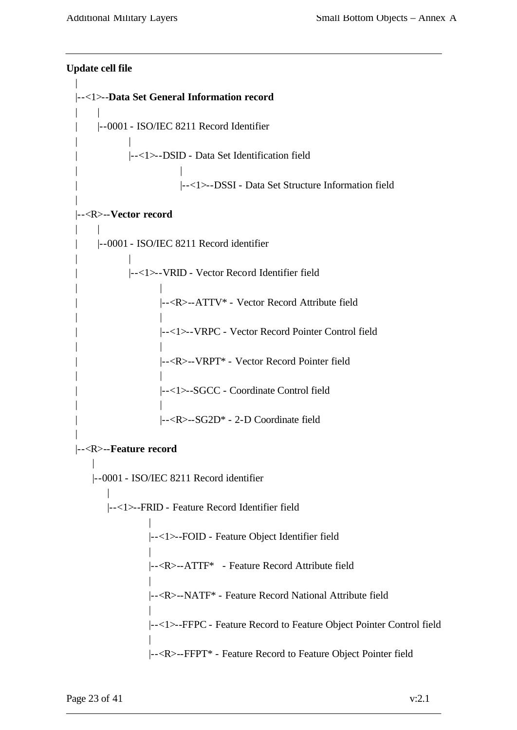**Update cell file**

```
   |
   |--<1>--Data Set General Information record
   |      |
   |      |--0001 - ISO/IEC 8211 Record Identifier
   |              |
   |              |--<1>--DSID - Data Set Identification field
   |                             |
   |                             |--<1>--DSSI - Data Set Structure Information field
   |
   |--<R>--Vector record
   |      |
   |      |--0001 - ISO/IEC 8211 Record identifier
   |              |
   |              |--<1>--VRID - Vector Record Identifier field
   |                      |
   |                      |--<R>--ATTV* - Vector Record Attribute field
   |                      |
   |                      |--<1>--VRPC - Vector Record Pointer Control field
   |                      |
   |                      |--<R>--VRPT* - Vector Record Pointer field
   |                      |
   |                      |--<1>--SGCC - Coordinate Control field
   |                      |
   |                      |--<R>--SG2D* - 2-D Coordinate field
   |
   |--<R>--Feature record
         |
         |--0001 - ISO/IEC 8211 Record identifier
             |
             |--<1>--FRID - Feature Record Identifier field
                     |
                     |--<1>--FOID - Feature Object Identifier field
                     |
                     |--<R>--ATTF*   - Feature Record Attribute field
                     |
                     |--<R>--NATF* - Feature Record National Attribute field
                     |
                     |--<1>--FFPC - Feature Record to Feature Object Pointer Control field
                     |
                     |--<R>--FFPT* - Feature Record to Feature Object Pointer field
```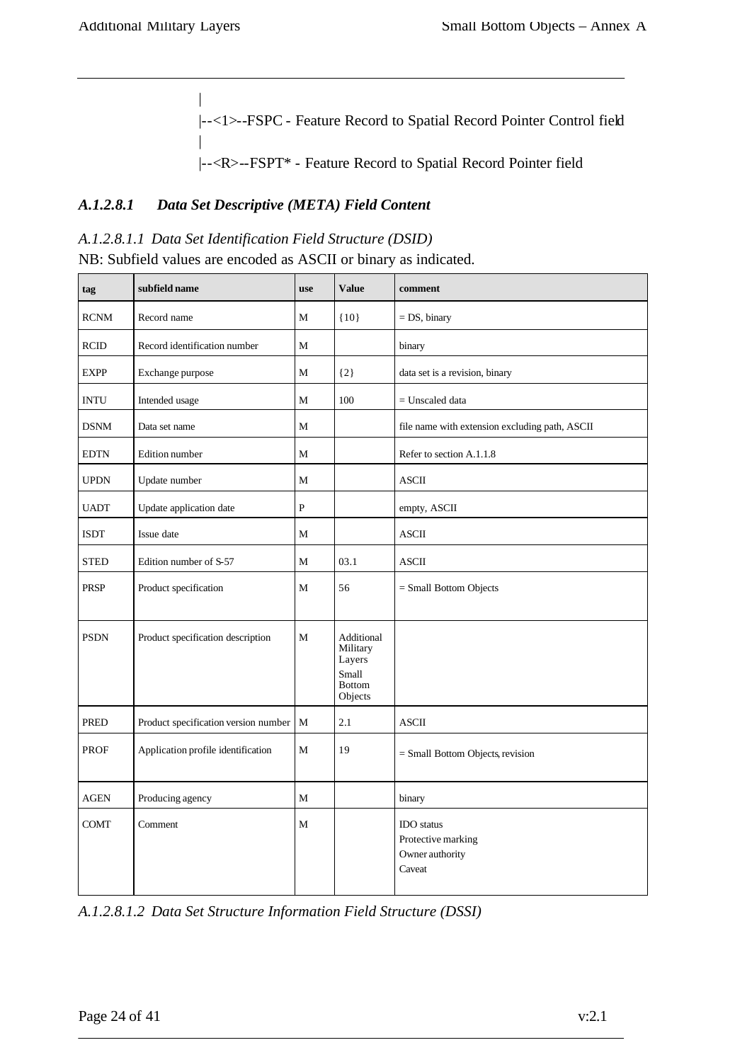```
|
|--<1>--FSPC - Feature Record to Spatial Record Pointer Control field
|
|--<R>--FSPT* - Feature Record to Spatial Record Pointer field
```

#### *A.1.2.8.1 Data Set Descriptive (META) Field Content*

*A.1.2.8.1.1 Data Set Identification Field Structure (DSID)*

NB: Subfield values are encoded as ASCII or binary as indicated.

| tag | subfield name | use | Value | comment |
|---|---|---|---|---|
| RCNM | Record name | M | {10} | = DS, binary |
| RCID | Record identification number | M | | binary |
| EXPP | Exchange purpose | M | {2} | data set is a revision, binary |
| INTU | Intended usage | M | 100 | = Unscaled data |
| DSNM | Data set name | M | | file name with extension excluding path, ASCII |
| EDTN | Edition number | M | | Refer to section A.1.1.8 |
| UPDN | Update number | M | | ASCII |
| UADT | Update application date | P | | empty, ASCII |
| ISDT | Issue date | M | | ASCII |
| STED | Edition number of S-57 | M | 03.1 | ASCII |
| PRSP | Product specification | M | 56 | = Small Bottom Objects |
| PSDN | Product specification description | M | Additional Military Layers Small Bottom Objects | |
| PRED | Product specification version number | M | 2.1 | ASCII |
| PROF | Application profile identification | M | 19 | = Small Bottom Objects, revision |
| AGEN | Producing agency | M | | binary |
| COMT | Comment | M | | IDO status<br>Protective marking<br>Owner authority<br>Caveat |

*A.1.2.8.1.2 Data Set Structure Information Field Structure (DSSI)*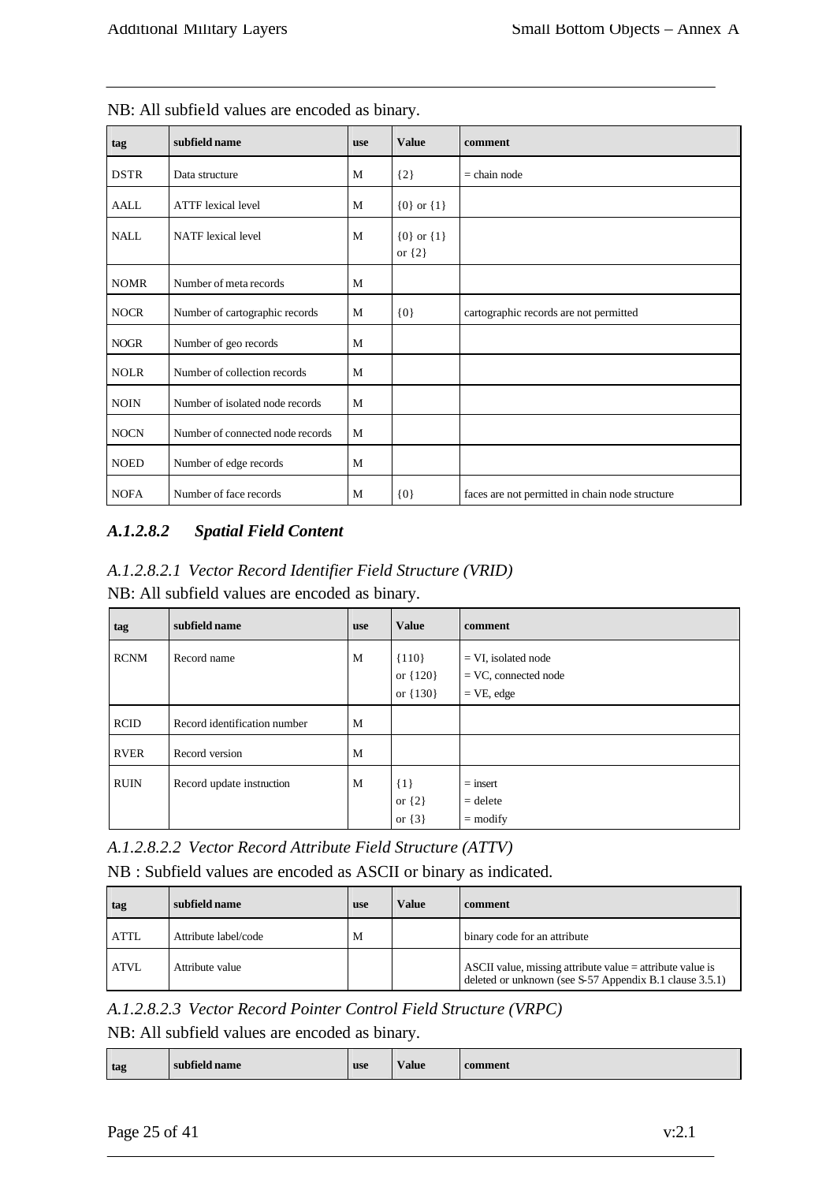NB: All subfield values are encoded as binary.

| tag | subfield name | use | Value | comment |
|---|---|---|---|---|
| DSTR | Data structure | M | {2} | = chain node |
| AALL | ATTF lexical level | M | {0} or {1} | |
| NALL | NATF lexical level | M | {0} or {1} or {2} | |
| NOMR | Number of meta records | M | | |
| NOCR | Number of cartographic records | M | {0} | cartographic records are not permitted |
| NOGR | Number of geo records | M | | |
| NOLR | Number of collection records | M | | |
| NOIN | Number of isolated node records | M | | |
| NOCN | Number of connected node records | M | | |
| NOED | Number of edge records | M | | |
| NOFA | Number of face records | M | {0} | faces are not permitted in chain node structure |

#### *A.1.2.8.2 Spatial Field Content*

*A.1.2.8.2.1 Vector Record Identifier Field Structure (VRID)*

NB: All subfield values are encoded as binary.

| tag | subfield name | use | Value | comment |
|---|---|---|---|---|
| RCNM | Record name | M | {110} or {120} or {130} | = VI, isolated node<br>= VC, connected node<br>= VE, edge |
| RCID | Record identification number | M | | |
| RVER | Record version | M | | |
| RUIN | Record update instruction | M | {1} or {2} or {3} | = insert<br>= delete<br>= modify |

*A.1.2.8.2.2 Vector Record Attribute Field Structure (ATTV)*

NB : Subfield values are encoded as ASCII or binary as indicated.

| tag | subfield name | use | Value | comment |
|---|---|---|---|---|
| ATTL | Attribute label/code | M | | binary code for an attribute |
| ATVL | Attribute value | | | ASCII value, missing attribute value = attribute value is deleted or unknown (see S-57 Appendix B.1 clause 3.5.1) |

*A.1.2.8.2.3 Vector Record Pointer Control Field Structure (VRPC)*

NB: All subfield values are encoded as binary.

| tag | subfield name | use | Value | comment |
|---|---|---|---|---|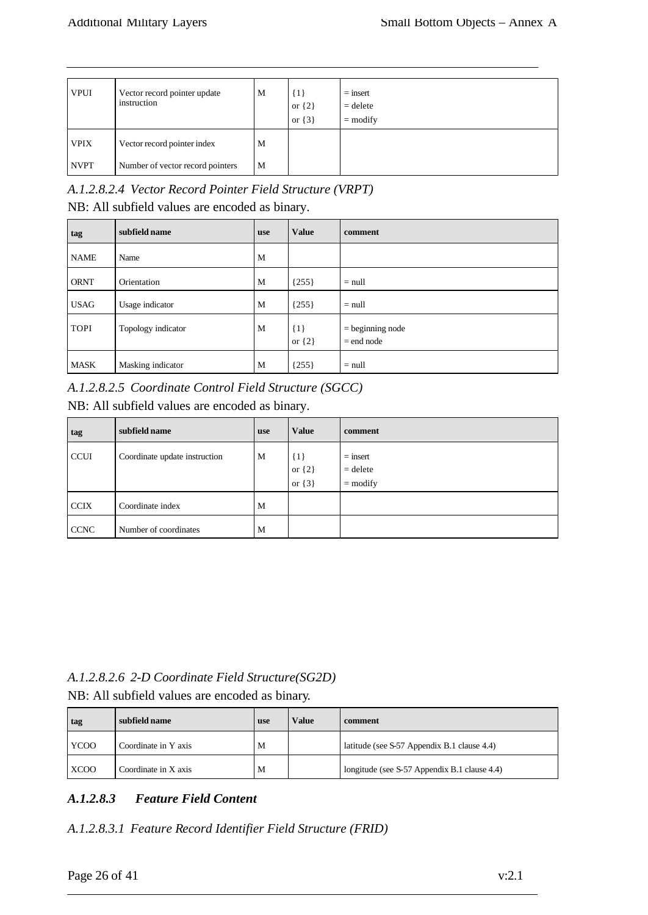| VPUI | Vector record pointer update instruction | M | {1}<br>or {2}<br>or {3} | = insert<br>= delete<br>= modify |
|---|---|---|---|---|
| VPIX | Vector record pointer index | M | | |
| NVPT | Number of vector record pointers | M | | |

*A.1.2.8.2.4 Vector Record Pointer Field Structure (VRPT)*

NB: All subfield values are encoded as binary.

| tag | subfield name | use | Value | comment |
|---|---|---|---|---|
| NAME | Name | M | | |
| ORNT | Orientation | M | {255} | = null |
| USAG | Usage indicator | M | {255} | = null |
| TOPI | Topology indicator | M | {1}<br>or {2} | = beginning node<br>= end node |
| MASK | Masking indicator | M | {255} | = null |

*A.1.2.8.2.5 Coordinate Control Field Structure (SGCC)*

NB: All subfield values are encoded as binary.

| tag | subfield name | use | Value | comment |
|---|---|---|---|---|
| CCUI | Coordinate update instruction | M | {1}<br>or {2}<br>or {3} | = insert<br>= delete<br>= modify |
| CCIX | Coordinate index | M | | |
| CCNC | Number of coordinates | M | | |

*A.1.2.8.2.6 2-D Coordinate Field Structure(SG2D)*

NB: All subfield values are encoded as binary.

| tag | subfield name | use | Value | comment |
|---|---|---|---|---|
| YCOO | Coordinate in Y axis | M | | latitude (see S-57 Appendix B.1 clause 4.4) |
| XCOO | Coordinate in X axis | M | | longitude (see S-57 Appendix B.1 clause 4.4) |

### *A.1.2.8.3 Feature Field Content*

*A.1.2.8.3.1 Feature Record Identifier Field Structure (FRID)*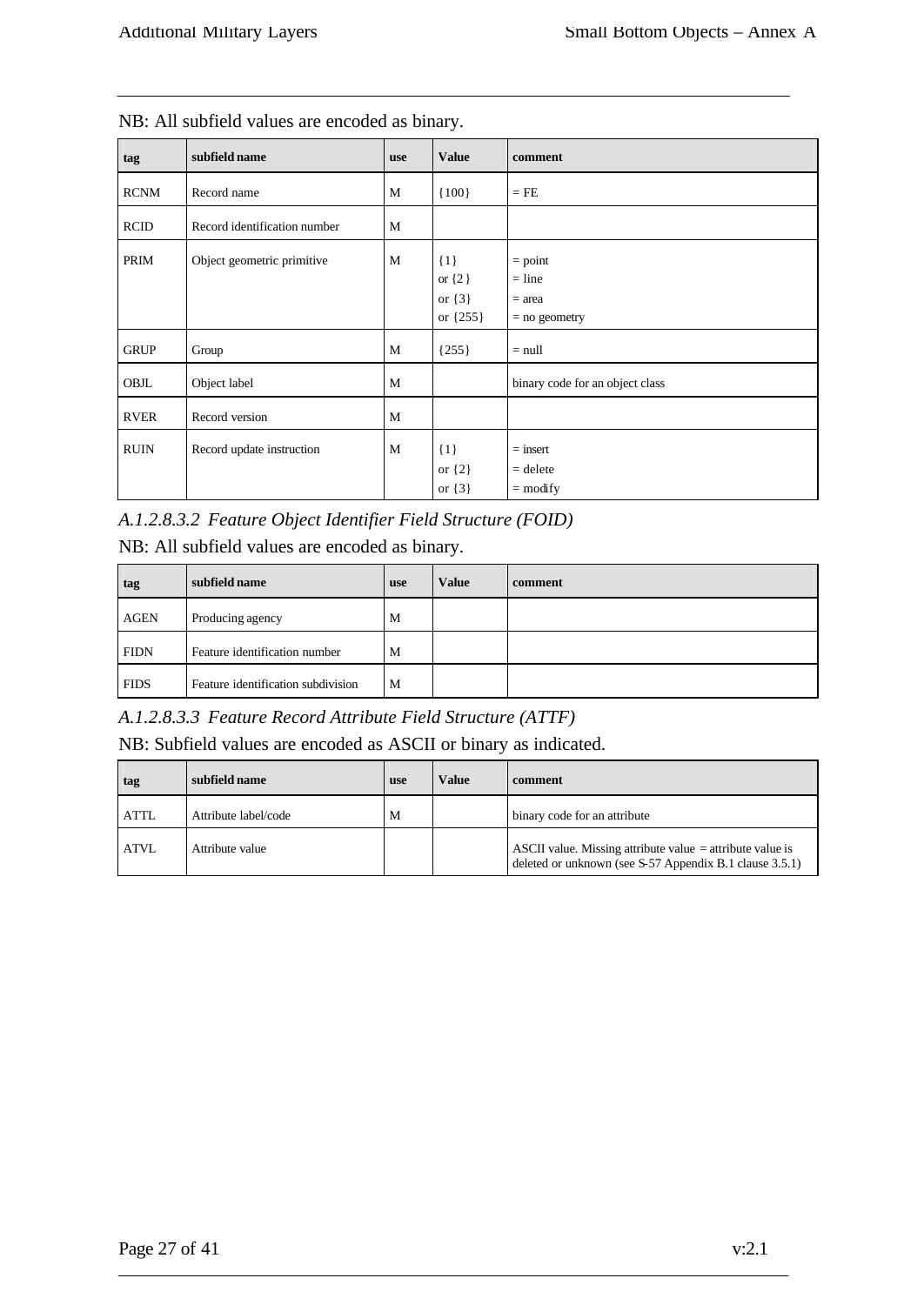NB: All subfield values are encoded as binary.

| tag | subfield name | use | Value | comment |
|---|---|---|---|---|
| RCNM | Record name | M | {100} | = FE |
| RCID | Record identification number | M | | |
| PRIM | Object geometric primitive | M | {1}<br>or {2}<br>or {3}<br>or {255} | = point<br>= line<br>= area<br>= no geometry |
| GRUP | Group | M | {255} | = null |
| OBJL | Object label | M | | binary code for an object class |
| RVER | Record version | M | | |
| RUIN | Record update instruction | M | {1}<br>or {2}<br>or {3} | = insert<br>= delete<br>= modify |

*A.1.2.8.3.2 Feature Object Identifier Field Structure (FOID)*

NB: All subfield values are encoded as binary.

| tag | subfield name | use | Value | comment |
|---|---|---|---|---|
| AGEN | Producing agency | M | | |
| FIDN | Feature identification number | M | | |
| FIDS | Feature identification subdivision | M | | |

*A.1.2.8.3.3 Feature Record Attribute Field Structure (ATTF)*

NB: Subfield values are encoded as ASCII or binary as indicated.

| tag | subfield name | use | Value | comment |
|---|---|---|---|---|
| ATTL | Attribute label/code | M | | binary code for an attribute |
| ATVL | Attribute value | | | ASCII value. Missing attribute value = attribute value is deleted or unknown (see S-57 Appendix B.1 clause 3.5.1) |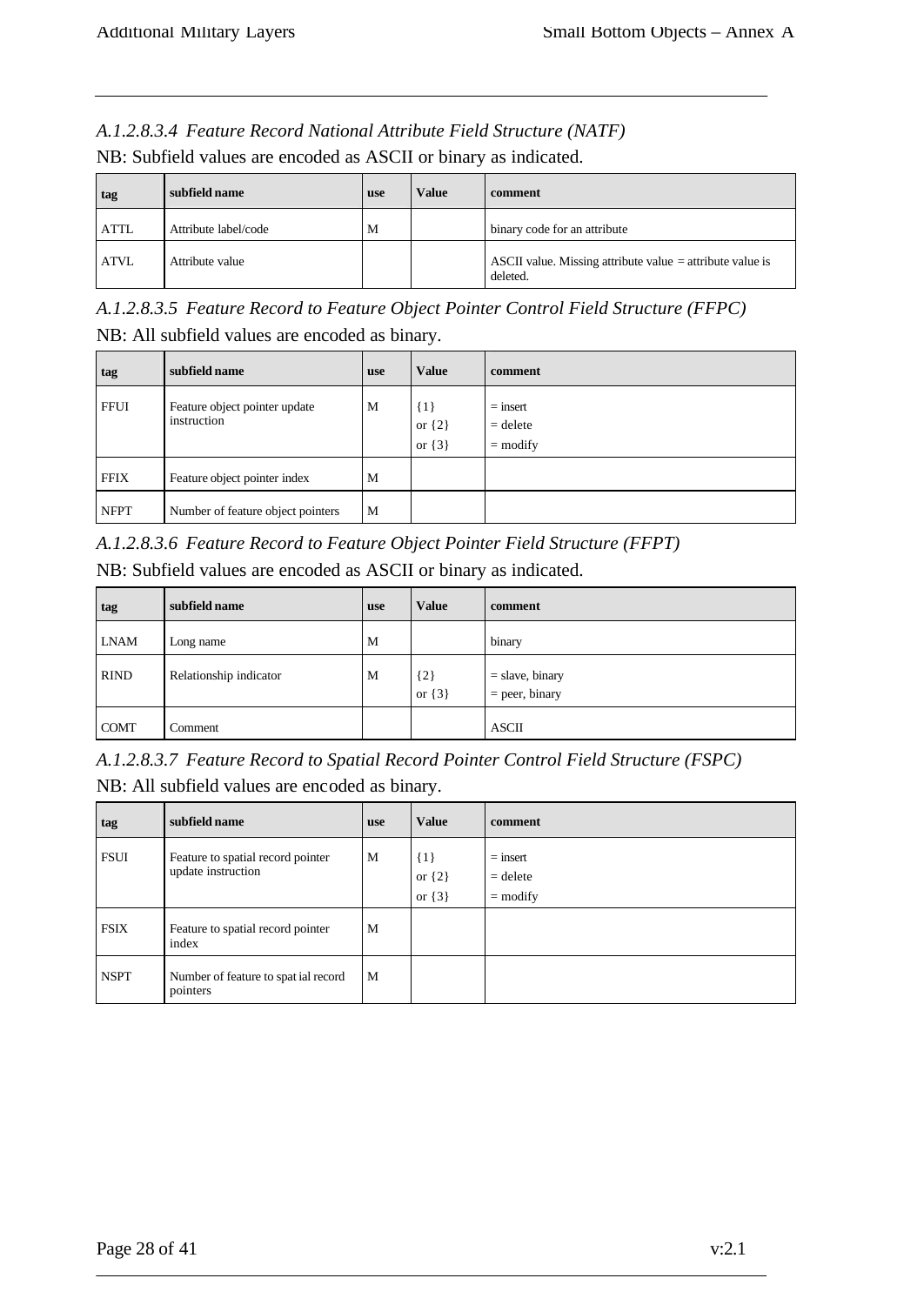*A.1.2.8.3.4 Feature Record National Attribute Field Structure (NATF)*

NB: Subfield values are encoded as ASCII or binary as indicated.

| tag | subfield name | use | Value | comment |
|---|---|---|---|---|
| ATTL | Attribute label/code | M | | binary code for an attribute |
| ATVL | Attribute value | | | ASCII value. Missing attribute value = attribute value is deleted. |

*A.1.2.8.3.5 Feature Record to Feature Object Pointer Control Field Structure (FFPC)*

NB: All subfield values are encoded as binary.

| tag | subfield name | use | Value | comment |
|---|---|---|---|---|
| FFUI | Feature object pointer update instruction | M | {1}<br>or {2}<br>or {3} | = insert<br>= delete<br>= modify |
| FFIX | Feature object pointer index | M | | |
| NFPT | Number of feature object pointers | M | | |

*A.1.2.8.3.6 Feature Record to Feature Object Pointer Field Structure (FFPT)*

NB: Subfield values are encoded as ASCII or binary as indicated.

| tag | subfield name | use | Value | comment |
|---|---|---|---|---|
| LNAM | Long name | M | | binary |
| RIND | Relationship indicator | M | {2}<br>or {3} | = slave, binary<br>= peer, binary |
| COMT | Comment | | | ASCII |

*A.1.2.8.3.7 Feature Record to Spatial Record Pointer Control Field Structure (FSPC)*

NB: All subfield values are encoded as binary.

| tag | subfield name | use | Value | comment |
|---|---|---|---|---|
| FSUI | Feature to spatial record pointer update instruction | M | {1}<br>or {2}<br>or {3} | = insert<br>= delete<br>= modify |
| FSIX | Feature to spatial record pointer index | M | | |
| NSPT | Number of feature to spatial record pointers | M | | |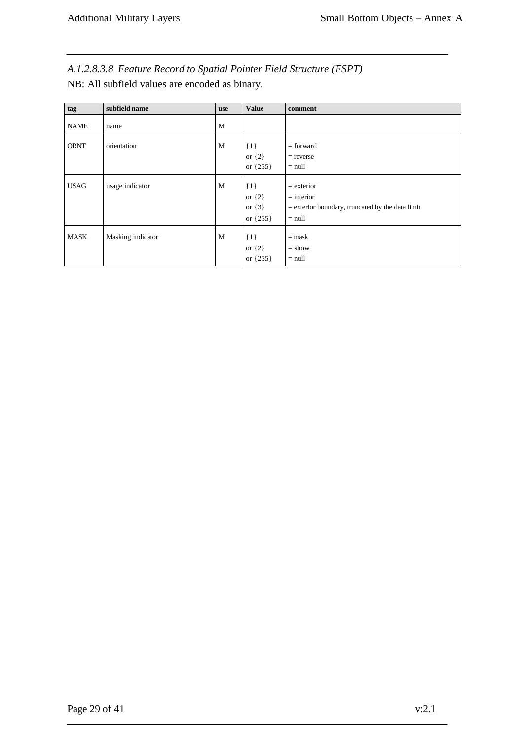### *A.1.2.8.3.8 Feature Record to Spatial Pointer Field Structure (FSPT)*

NB: All subfield values are encoded as binary.

| tag | subfield name | use | Value | comment |
|---|---|---|---|---|
| NAME | name | M | | |
| ORNT | orientation | M | {1}<br>or {2}<br>or {255} | = forward<br>= reverse<br>= null |
| USAG | usage indicator | M | {1}<br>or {2}<br>or {3}<br>or {255} | = exterior<br>= interior<br>= exterior boundary, truncated by the data limit<br>= null |
| MASK | Masking indicator | M | {1}<br>or {2}<br>or {255} | = mask<br>= show<br>= null |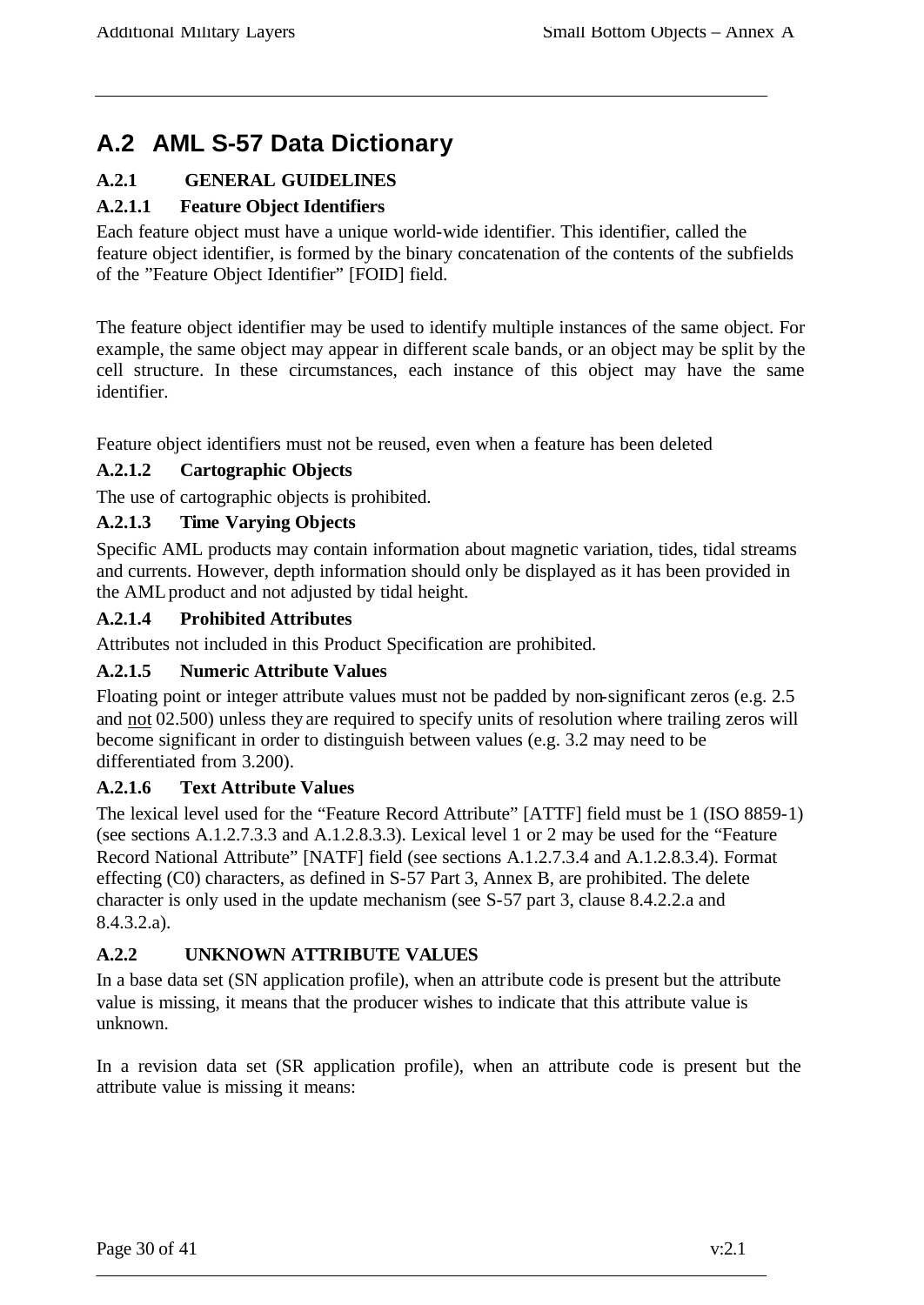## A.2 AML S-57 Data Dictionary

### A.2.1 GENERAL GUIDELINES

#### A.2.1.1 Feature Object Identifiers

Each feature object must have a unique world-wide identifier. This identifier, called the feature object identifier, is formed by the binary concatenation of the contents of the subfields of the "Feature Object Identifier" [FOID] field.

The feature object identifier may be used to identify multiple instances of the same object. For example, the same object may appear in different scale bands, or an object may be split by the cell structure. In these circumstances, each instance of this object may have the same identifier.

Feature object identifiers must not be reused, even when a feature has been deleted

#### A.2.1.2 Cartographic Objects

The use of cartographic objects is prohibited.

#### A.2.1.3 Time Varying Objects

Specific AML products may contain information about magnetic variation, tides, tidal streams and currents. However, depth information should only be displayed as it has been provided in the AML product and not adjusted by tidal height.

#### A.2.1.4 Prohibited Attributes

Attributes not included in this Product Specification are prohibited.

#### A.2.1.5 Numeric Attribute Values

Floating point or integer attribute values must not be padded by non-significant zeros (e.g. 2.5 and not 02.500) unless they are required to specify units of resolution where trailing zeros will become significant in order to distinguish between values (e.g. 3.2 may need to be differentiated from 3.200).

#### A.2.1.6 Text Attribute Values

The lexical level used for the "Feature Record Attribute" [ATTF] field must be 1 (ISO 8859-1) (see sections A.1.2.7.3.3 and A.1.2.8.3.3). Lexical level 1 or 2 may be used for the "Feature Record National Attribute" [NATF] field (see sections A.1.2.7.3.4 and A.1.2.8.3.4). Format effecting (C0) characters, as defined in S-57 Part 3, Annex B, are prohibited. The delete character is only used in the update mechanism (see S-57 part 3, clause 8.4.2.2.a and 8.4.3.2.a).

### A.2.2 UNKNOWN ATTRIBUTE VALUES

In a base data set (SN application profile), when an attribute code is present but the attribute value is missing, it means that the producer wishes to indicate that this attribute value is unknown.

In a revision data set (SR application profile), when an attribute code is present but the attribute value is missing it means: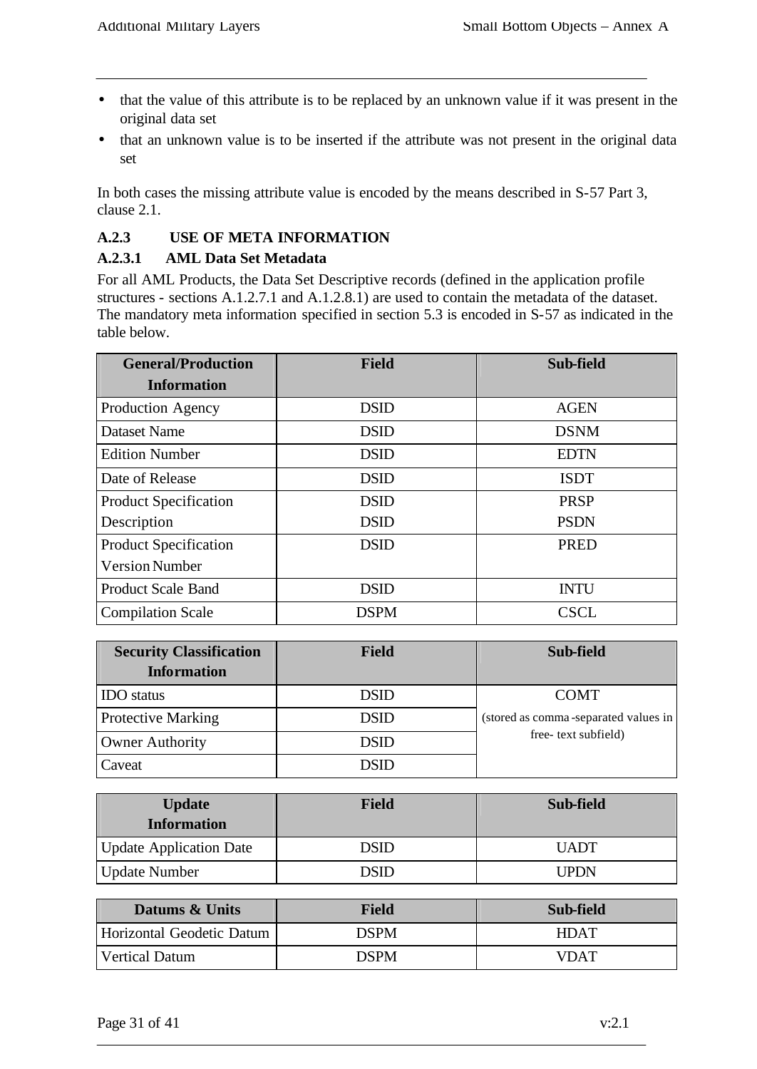- that the value of this attribute is to be replaced by an unknown value if it was present in the original data set
- that an unknown value is to be inserted if the attribute was not present in the original data set

In both cases the missing attribute value is encoded by the means described in S-57 Part 3, clause 2.1.

### A.2.3 USE OF META INFORMATION

#### A.2.3.1 AML Data Set Metadata

For all AML Products, the Data Set Descriptive records (defined in the application profile structures - sections A.1.2.7.1 and A.1.2.8.1) are used to contain the metadata of the dataset. The mandatory meta information specified in section 5.3 is encoded in S-57 as indicated in the table below.

| General/Production Information | Field | Sub-field |
|---|---|---|
| Production Agency | DSID | AGEN |
| Dataset Name | DSID | DSNM |
| Edition Number | DSID | EDTN |
| Date of Release | DSID | ISDT |
| Product Specification Description | DSID<br>DSID | PRSP<br>PSDN |
| Product Specification Version Number | DSID | PRED |
| Product Scale Band | DSID | INTU |
| Compilation Scale | DSPM | CSCL |

| Security Classification Information | Field | Sub-field |
|---|---|---|
| IDO status | DSID | COMT (stored as comma-separated values in free- text subfield) |
| Protective Marking | DSID | |
| Owner Authority | DSID | |
| Caveat | DSID | |

| Update Information | Field | Sub-field |
|---|---|---|
| Update Application Date | DSID | UADT |
| Update Number | DSID | UPDN |

| Datums & Units | Field | Sub-field |
|---|---|---|
| Horizontal Geodetic Datum | DSPM | HDAT |
| Vertical Datum | DSPM | VDAT |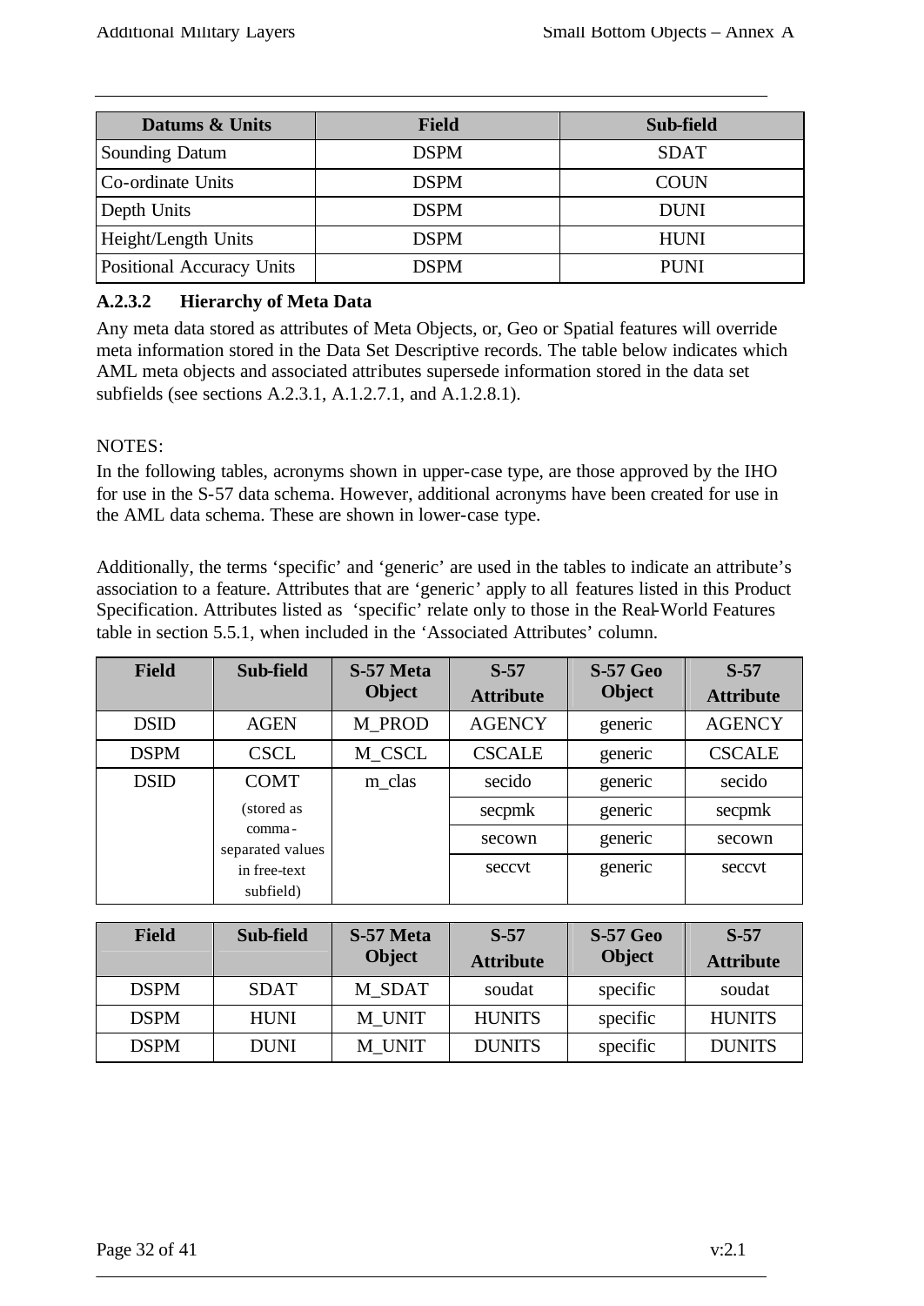| Datums & Units | Field | Sub-field |
|---|---|---|
| Sounding Datum | DSPM | SDAT |
| Co-ordinate Units | DSPM | COUN |
| Depth Units | DSPM | DUNI |
| Height/Length Units | DSPM | HUNI |
| Positional Accuracy Units | DSPM | PUNI |

**A.2.3.2 Hierarchy of Meta Data**

Any meta data stored as attributes of Meta Objects, or, Geo or Spatial features will override meta information stored in the Data Set Descriptive records. The table below indicates which AML meta objects and associated attributes supersede information stored in the data set subfields (see sections A.2.3.1, A.1.2.7.1, and A.1.2.8.1).

NOTES:

In the following tables, acronyms shown in upper-case type, are those approved by the IHO for use in the S-57 data schema. However, additional acronyms have been created for use in the AML data schema. These are shown in lower-case type.

Additionally, the terms 'specific' and 'generic' are used in the tables to indicate an attribute's association to a feature. Attributes that are 'generic' apply to all features listed in this Product Specification. Attributes listed as 'specific' relate only to those in the Real-World Features table in section 5.5.1, when included in the 'Associated Attributes' column.

| Field | Sub-field | S-57 Meta Object | S-57 Attribute | S-57 Geo Object | S-57 Attribute |
|---|---|---|---|---|---|
| DSID | AGEN | M_PROD | AGENCY | generic | AGENCY |
| DSPM | CSCL | M_CSCL | CSCALE | generic | CSCALE |
| DSID | COMT (stored as comma-separated values in free-text subfield) | m_clas | secido | generic | secido |
| | | | secpmk | generic | secpmk |
| | | | secown | generic | secown |
| | | | seccvt | generic | seccvt |

| Field | Sub-field | S-57 Meta Object | S-57 Attribute | S-57 Geo Object | S-57 Attribute |
|---|---|---|---|---|---|
| DSPM | SDAT | M_SDAT | soudat | specific | soudat |
| DSPM | HUNI | M_UNIT | HUNITS | specific | HUNITS |
| DSPM | DUNI | M_UNIT | DUNITS | specific | DUNITS |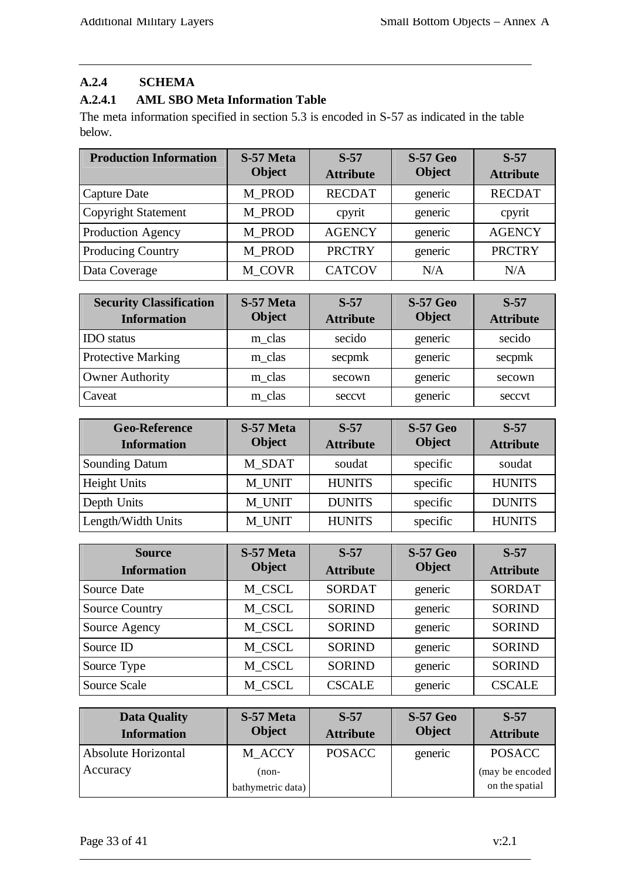### A.2.4 SCHEMA

#### A.2.4.1 AML SBO Meta Information Table

The meta information specified in section 5.3 is encoded in S-57 as indicated in the table below.

| Production Information | S-57 Meta Object | S-57 Attribute | S-57 Geo Object | S-57 Attribute |
|---|---|---|---|---|
| Capture Date | M_PROD | RECDAT | generic | RECDAT |
| Copyright Statement | M_PROD | cpyrit | generic | cpyrit |
| Production Agency | M_PROD | AGENCY | generic | AGENCY |
| Producing Country | M_PROD | PRCTRY | generic | PRCTRY |
| Data Coverage | M_COVR | CATCOV | N/A | N/A |

| Security Classification Information | S-57 Meta Object | S-57 Attribute | S-57 Geo Object | S-57 Attribute |
|---|---|---|---|---|
| IDO status | m_clas | secido | generic | secido |
| Protective Marking | m_clas | secpmk | generic | secpmk |
| Owner Authority | m_clas | secown | generic | secown |
| Caveat | m_clas | seccvt | generic | seccvt |

| Geo-Reference Information | S-57 Meta Object | S-57 Attribute | S-57 Geo Object | S-57 Attribute |
|---|---|---|---|---|
| Sounding Datum | M_SDAT | soudat | specific | soudat |
| Height Units | M_UNIT | HUNITS | specific | HUNITS |
| Depth Units | M_UNIT | DUNITS | specific | DUNITS |
| Length/Width Units | M_UNIT | HUNITS | specific | HUNITS |

| Source Information | S-57 Meta Object | S-57 Attribute | S-57 Geo Object | S-57 Attribute |
|---|---|---|---|---|
| Source Date | M_CSCL | SORDAT | generic | SORDAT |
| Source Country | M_CSCL | SORIND | generic | SORIND |
| Source Agency | M_CSCL | SORIND | generic | SORIND |
| Source ID | M_CSCL | SORIND | generic | SORIND |
| Source Type | M_CSCL | SORIND | generic | SORIND |
| Source Scale | M_CSCL | CSCALE | generic | CSCALE |

| Data Quality Information | S-57 Meta Object | S-57 Attribute | S-57 Geo Object | S-57 Attribute |
|---|---|---|---|---|
| Absolute Horizontal Accuracy | M_ACCY (non-bathymetric data) | POSACC | generic | POSACC (may be encoded on the spatial |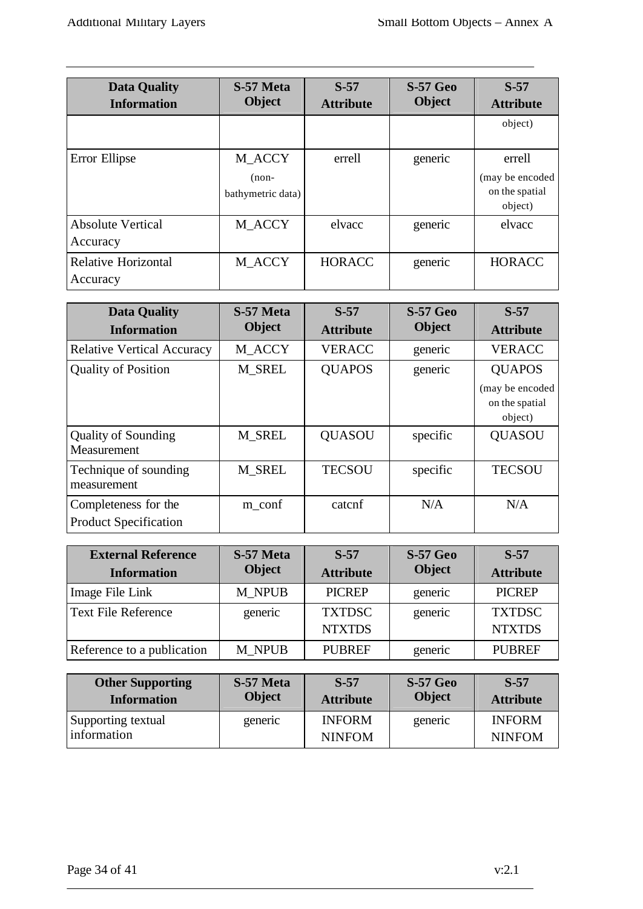| Data Quality Information | S-57 Meta Object | S-57 Attribute | S-57 Geo Object | S-57 Attribute |
|---|---|---|---|---|
| | | | | object) |
| Error Ellipse | M_ACCY (non-bathymetric data) | errell | generic | errell (may be encoded on the spatial object) |
| Absolute Vertical Accuracy | M_ACCY | elvacc | generic | elvacc |
| Relative Horizontal Accuracy | M_ACCY | HORACC | generic | HORACC |

| Data Quality Information | S-57 Meta Object | S-57 Attribute | S-57 Geo Object | S-57 Attribute |
|---|---|---|---|---|
| Relative Vertical Accuracy | M_ACCY | VERACC | generic | VERACC |
| Quality of Position | M_SREL | QUAPOS | generic | QUAPOS (may be encoded on the spatial object) |
| Quality of Sounding Measurement | M_SREL | QUASOU | specific | QUASOU |
| Technique of sounding measurement | M_SREL | TECSOU | specific | TECSOU |
| Completeness for the Product Specification | m_conf | catcnf | N/A | N/A |

| External Reference Information | S-57 Meta Object | S-57 Attribute | S-57 Geo Object | S-57 Attribute |
|---|---|---|---|---|
| Image File Link | M_NPUB | PICREP | generic | PICREP |
| Text File Reference | generic | TXTDSC NTXTDS | generic | TXTDSC NTXTDS |
| Reference to a publication | M_NPUB | PUBREF | generic | PUBREF |

| Other Supporting Information | S-57 Meta Object | S-57 Attribute | S-57 Geo Object | S-57 Attribute |
|---|---|---|---|---|
| Supporting textual information | generic | INFORM NINFOM | generic | INFORM NINFOM |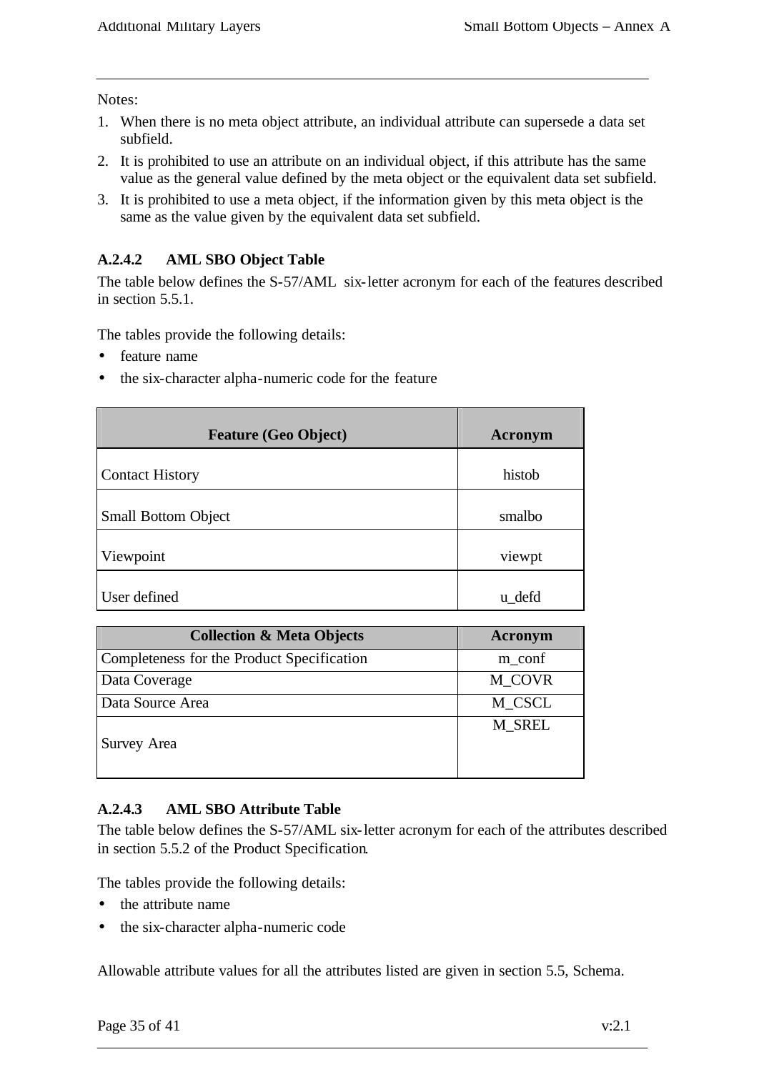Notes:

1. When there is no meta object attribute, an individual attribute can supersede a data set subfield.
2. It is prohibited to use an attribute on an individual object, if this attribute has the same value as the general value defined by the meta object or the equivalent data set subfield.
3. It is prohibited to use a meta object, if the information given by this meta object is the same as the value given by the equivalent data set subfield.

### A.2.4.2 AML SBO Object Table

The table below defines the S-57/AML six-letter acronym for each of the features described in section 5.5.1.

The tables provide the following details:

- feature name
- the six-character alpha-numeric code for the feature

| Feature (Geo Object) | Acronym |
|---|---|
| Contact History | histob |
| Small Bottom Object | smalbo |
| Viewpoint | viewpt |
| User defined | u_defd |

| Collection & Meta Objects | Acronym |
|---|---|
| Completeness for the Product Specification | m_conf |
| Data Coverage | M_COVR |
| Data Source Area | M_CSCL |
| Survey Area | M_SREL |

### A.2.4.3 AML SBO Attribute Table

The table below defines the S-57/AML six-letter acronym for each of the attributes described in section 5.5.2 of the Product Specification.

The tables provide the following details:

- the attribute name
- the six-character alpha-numeric code

Allowable attribute values for all the attributes listed are given in section 5.5, Schema.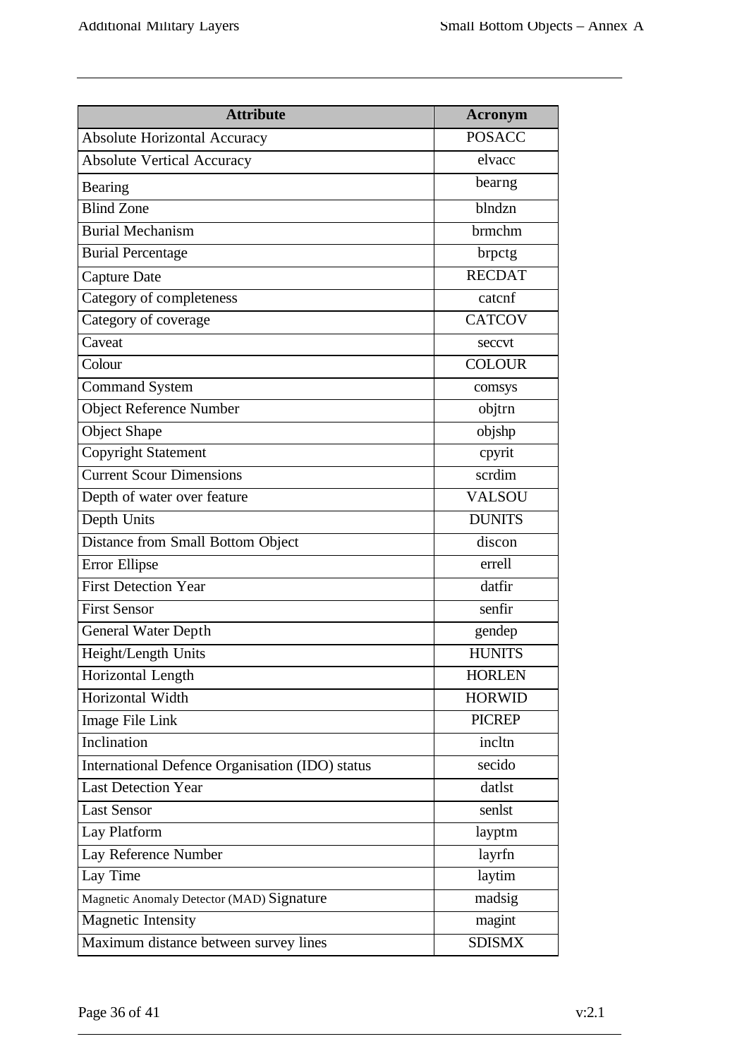| Attribute | Acronym |
| --- | --- |
| Absolute Horizontal Accuracy | POSACC |
| Absolute Vertical Accuracy | elvacc |
| Bearing | bearng |
| Blind Zone | blndzn |
| Burial Mechanism | brmchm |
| Burial Percentage | brpctg |
| Capture Date | RECDAT |
| Category of completeness | catcnf |
| Category of coverage | CATCOV |
| Caveat | seccvt |
| Colour | COLOUR |
| Command System | comsys |
| Object Reference Number | objtrn |
| Object Shape | objshp |
| Copyright Statement | cpyrit |
| Current Scour Dimensions | scrdim |
| Depth of water over feature | VALSOU |
| Depth Units | DUNITS |
| Distance from Small Bottom Object | discon |
| Error Ellipse | errell |
| First Detection Year | datfir |
| First Sensor | senfir |
| General Water Depth | gendep |
| Height/Length Units | HUNITS |
| Horizontal Length | HORLEN |
| Horizontal Width | HORWID |
| Image File Link | PICREP |
| Inclination | incltn |
| International Defence Organisation (IDO) status | secido |
| Last Detection Year | datlst |
| Last Sensor | senlst |
| Lay Platform | layptm |
| Lay Reference Number | layrfn |
| Lay Time | laytim |
| Magnetic Anomaly Detector (MAD) Signature | madsig |
| Magnetic Intensity | magint |
| Maximum distance between survey lines | SDISMX |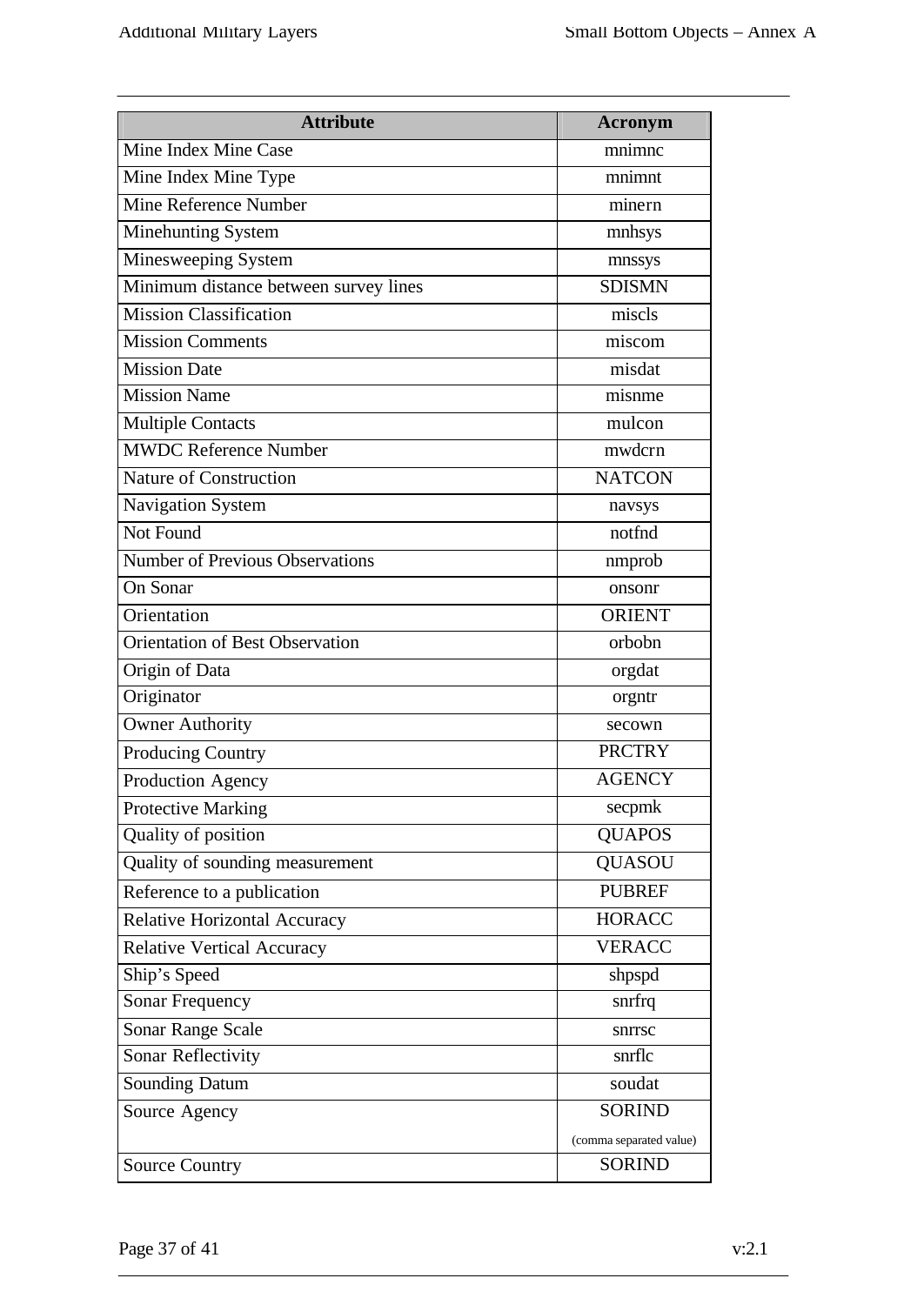| Attribute | Acronym |
| --- | --- |
| Mine Index Mine Case | mnimnc |
| Mine Index Mine Type | mnimnt |
| Mine Reference Number | minern |
| Minehunting System | mnhsys |
| Minesweeping System | mnssys |
| Minimum distance between survey lines | SDISMN |
| Mission Classification | miscls |
| Mission Comments | miscom |
| Mission Date | misdat |
| Mission Name | misnme |
| Multiple Contacts | mulcon |
| MWDC Reference Number | mwdcrn |
| Nature of Construction | NATCON |
| Navigation System | navsys |
| Not Found | notfnd |
| Number of Previous Observations | nmprob |
| On Sonar | onsonr |
| Orientation | ORIENT |
| Orientation of Best Observation | orbobn |
| Origin of Data | orgdat |
| Originator | orgntr |
| Owner Authority | secown |
| Producing Country | PRCTRY |
| Production Agency | AGENCY |
| Protective Marking | secpmk |
| Quality of position | QUAPOS |
| Quality of sounding measurement | QUASOU |
| Reference to a publication | PUBREF |
| Relative Horizontal Accuracy | HORACC |
| Relative Vertical Accuracy | VERACC |
| Ship's Speed | shpspd |
| Sonar Frequency | snrfrq |
| Sonar Range Scale | snrrsc |
| Sonar Reflectivity | snrflc |
| Sounding Datum | soudat |
| Source Agency | SORIND (comma separated value) |
| Source Country | SORIND |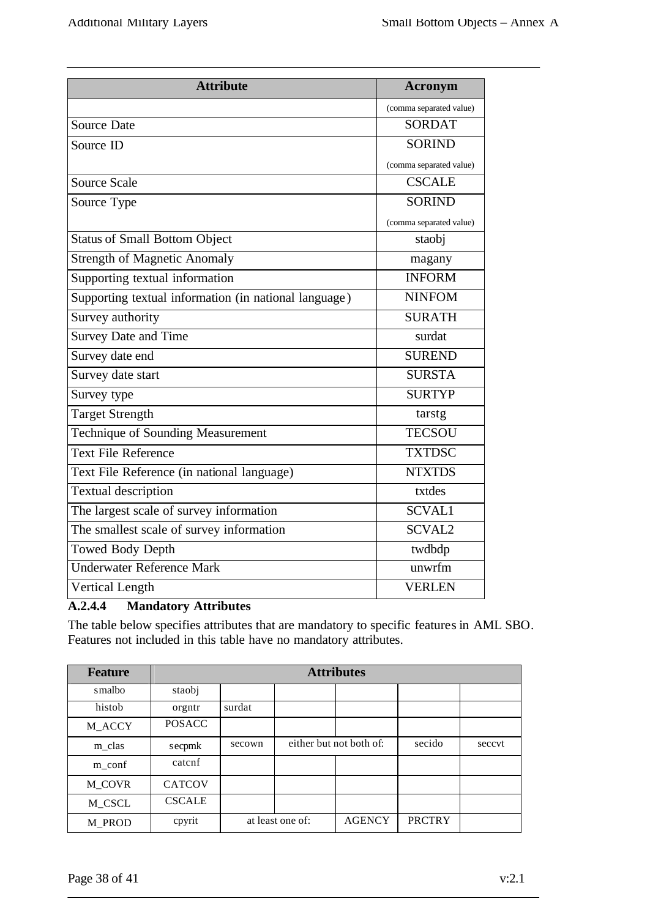| Attribute | Acronym |
| --- | --- |
| | (comma separated value) |
| Source Date | SORDAT |
| Source ID | SORIND (comma separated value) |
| Source Scale | CSCALE |
| Source Type | SORIND (comma separated value) |
| Status of Small Bottom Object | staobj |
| Strength of Magnetic Anomaly | magany |
| Supporting textual information | INFORM |
| Supporting textual information (in national language) | NINFOM |
| Survey authority | SURATH |
| Survey Date and Time | surdat |
| Survey date end | SUREND |
| Survey date start | SURSTA |
| Survey type | SURTYP |
| Target Strength | tarstg |
| Technique of Sounding Measurement | TECSOU |
| Text File Reference | TXTDSC |
| Text File Reference (in national language) | NTXTDS |
| Textual description | txtdes |
| The largest scale of survey information | SCVAL1 |
| The smallest scale of survey information | SCVAL2 |
| Towed Body Depth | twdbdp |
| Underwater Reference Mark | unwrfm |
| Vertical Length | VERLEN |

### A.2.4.4 Mandatory Attributes

The table below specifies attributes that are mandatory to specific features in AML SBO. Features not included in this table have no mandatory attributes.

| Feature | Attributes | | | | | |
| --- | --- | --- | --- | --- | --- | --- |
| smalbo | staobj | | | | | |
| histob | orgntr | surdat | | | | |
| M_ACCY | POSACC | | | | | |
| m_clas | secpmk | secown | either but not both of: | | secido | seccvt |
| m_conf | catcnf | | | | | |
| M_COVR | CATCOV | | | | | |
| M_CSCL | CSCALE | | | | | |
| M_PROD | cpyrit | at least one of: | | AGENCY | PRCTRY | |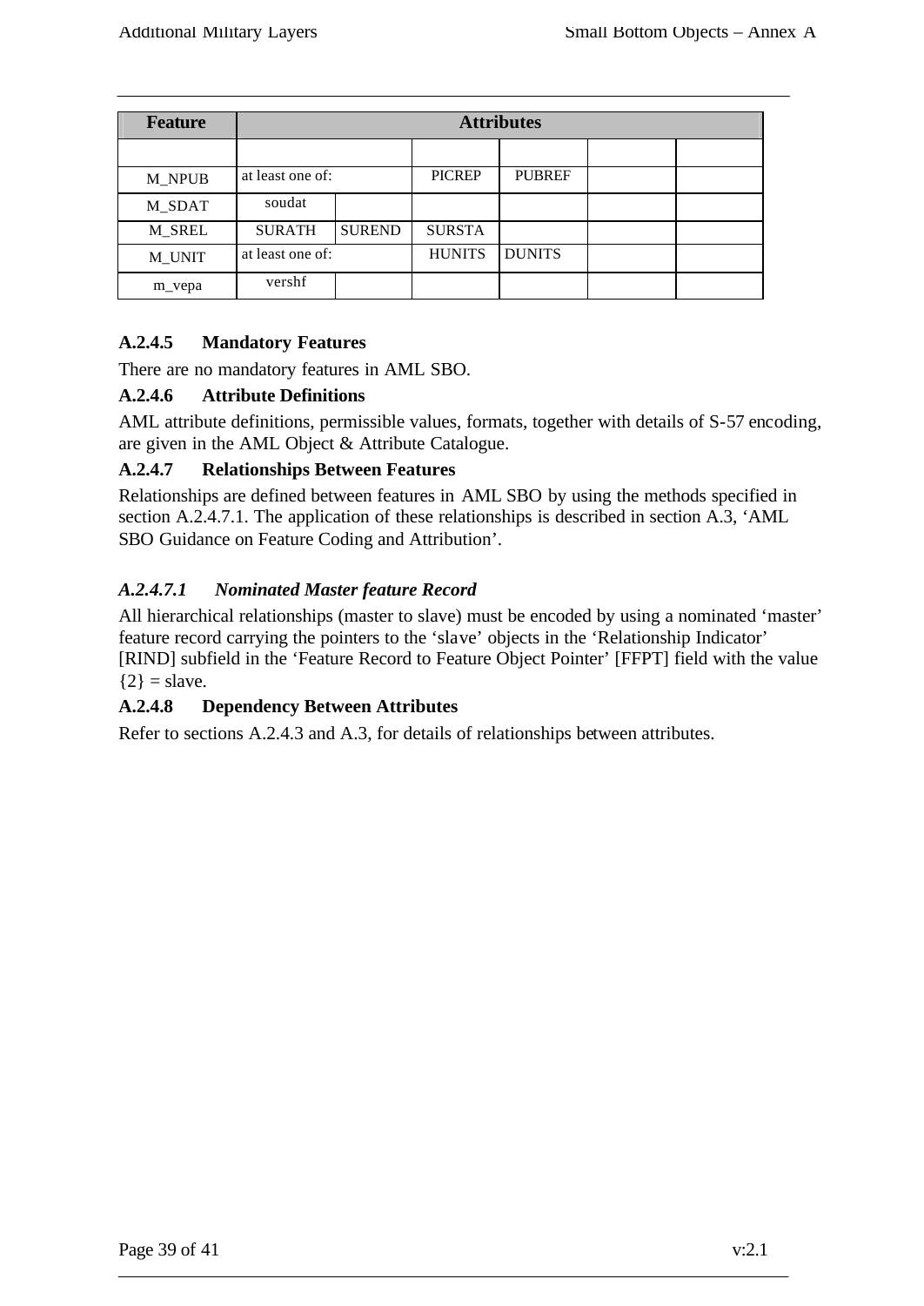| Feature | Attributes | | | | | |
|---|---|---|---|---|---|---|
| | | | | | | |
| M_NPUB | at least one of: | | PICREP | PUBREF | | |
| M_SDAT | soudat | | | | | |
| M_SREL | SURATH | SUREND | SURSTA | | | |
| M_UNIT | at least one of: | | HUNITS | DUNITS | | |
| m_vepa | vershf | | | | | |

### A.2.4.5 Mandatory Features

There are no mandatory features in AML SBO.

### A.2.4.6 Attribute Definitions

AML attribute definitions, permissible values, formats, together with details of S-57 encoding, are given in the AML Object & Attribute Catalogue.

### A.2.4.7 Relationships Between Features

Relationships are defined between features in AML SBO by using the methods specified in section A.2.4.7.1. The application of these relationships is described in section A.3, 'AML SBO Guidance on Feature Coding and Attribution'.

#### *A.2.4.7.1 Nominated Master feature Record*

All hierarchical relationships (master to slave) must be encoded by using a nominated 'master' feature record carrying the pointers to the 'slave' objects in the 'Relationship Indicator' [RIND] subfield in the 'Feature Record to Feature Object Pointer' [FFPT] field with the value {2} = slave.

### A.2.4.8 Dependency Between Attributes

Refer to sections A.2.4.3 and A.3, for details of relationships between attributes.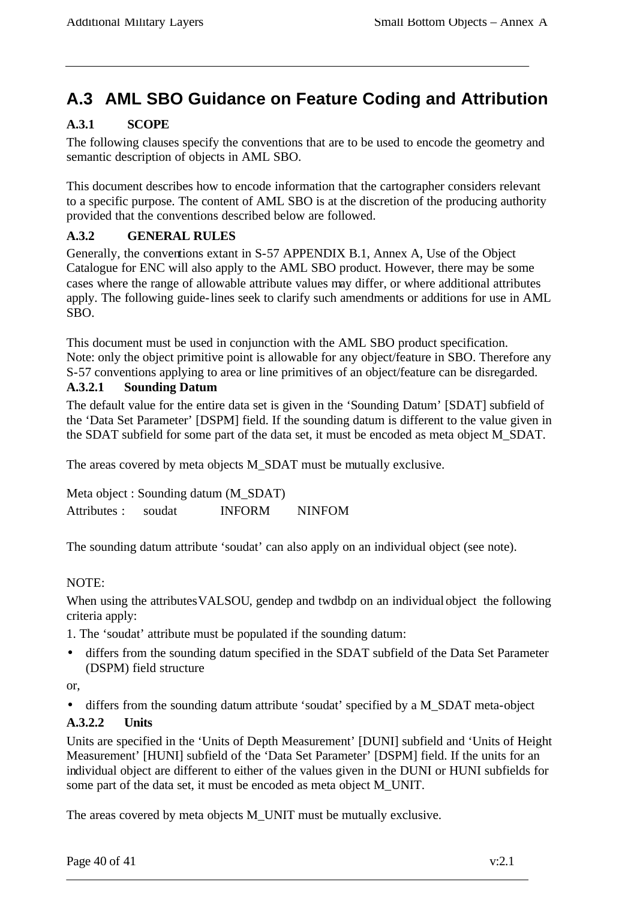## A.3 AML SBO Guidance on Feature Coding and Attribution

### A.3.1 SCOPE

The following clauses specify the conventions that are to be used to encode the geometry and semantic description of objects in AML SBO.

This document describes how to encode information that the cartographer considers relevant to a specific purpose. The content of AML SBO is at the discretion of the producing authority provided that the conventions described below are followed.

### A.3.2 GENERAL RULES

Generally, the conventions extant in S-57 APPENDIX B.1, Annex A, Use of the Object Catalogue for ENC will also apply to the AML SBO product. However, there may be some cases where the range of allowable attribute values may differ, or where additional attributes apply. The following guide-lines seek to clarify such amendments or additions for use in AML SBO.

This document must be used in conjunction with the AML SBO product specification.
Note: only the object primitive point is allowable for any object/feature in SBO. Therefore any S-57 conventions applying to area or line primitives of an object/feature can be disregarded.

#### A.3.2.1 Sounding Datum

The default value for the entire data set is given in the 'Sounding Datum' [SDAT] subfield of the 'Data Set Parameter' [DSPM] field. If the sounding datum is different to the value given in the SDAT subfield for some part of the data set, it must be encoded as meta object M_SDAT.

The areas covered by meta objects M_SDAT must be mutually exclusive.

Meta object : Sounding datum (M_SDAT)
Attributes : soudat INFORM NINFOM

The sounding datum attribute 'soudat' can also apply on an individual object (see note).

NOTE:

When using the attributes VALSOU, gendep and twdbdp on an individual object the following criteria apply:

1. The 'soudat' attribute must be populated if the sounding datum:

- differs from the sounding datum specified in the SDAT subfield of the Data Set Parameter (DSPM) field structure

or,

- differs from the sounding datum attribute 'soudat' specified by a M_SDAT meta-object

#### A.3.2.2 Units

Units are specified in the 'Units of Depth Measurement' [DUNI] subfield and 'Units of Height Measurement' [HUNI] subfield of the 'Data Set Parameter' [DSPM] field. If the units for an individual object are different to either of the values given in the DUNI or HUNI subfields for some part of the data set, it must be encoded as meta object M_UNIT.

The areas covered by meta objects M_UNIT must be mutually exclusive.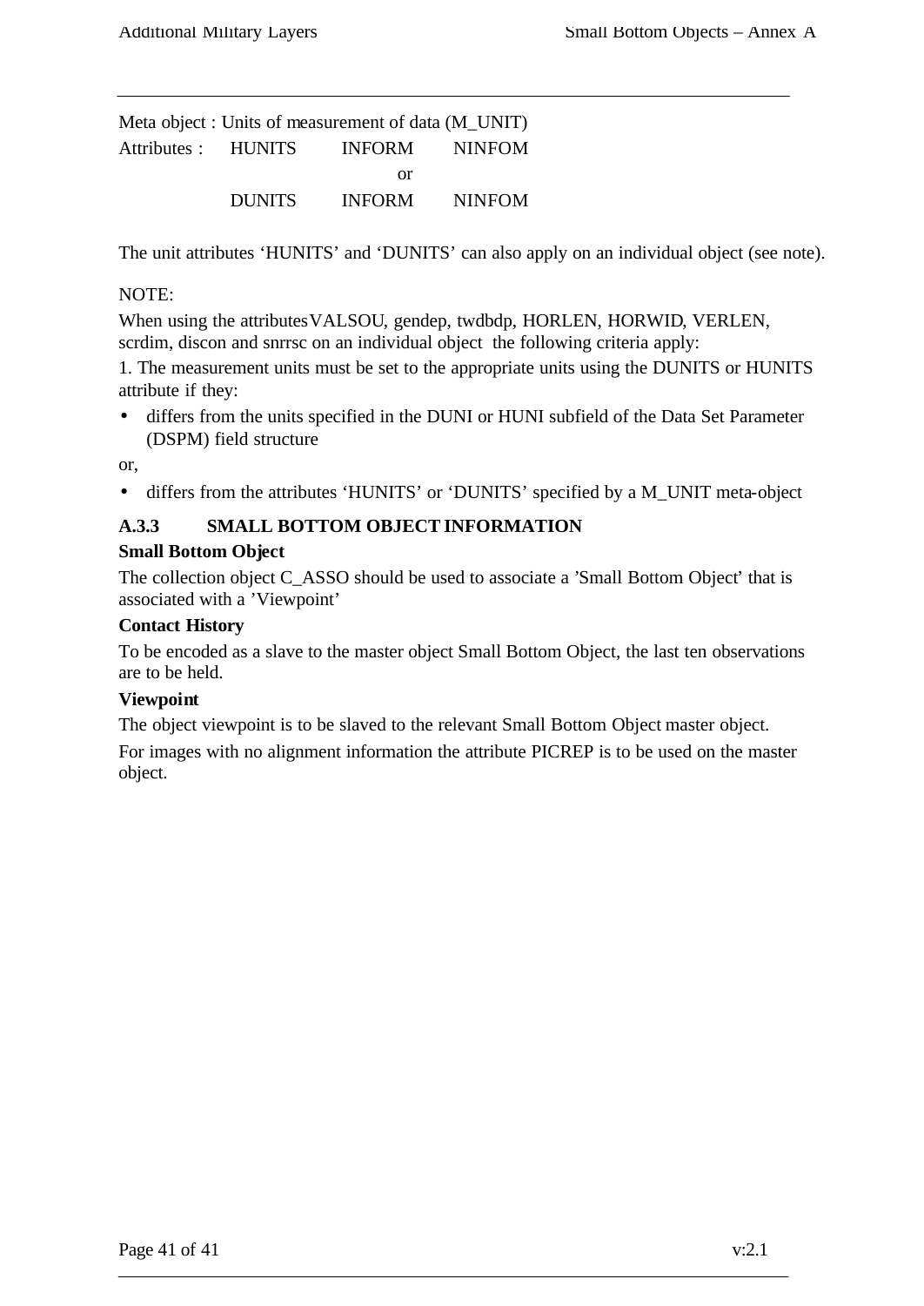Meta object : Units of measurement of data (M_UNIT)

| | | | |
|---|---|---|---|
| Attributes : | HUNITS | INFORM | NINFOM |
| | | or | |
| | DUNITS | INFORM | NINFOM |

The unit attributes 'HUNITS' and 'DUNITS' can also apply on an individual object (see note).

NOTE:

When using the attributes VALSOU, gendep, twdbdp, HORLEN, HORWID, VERLEN, scrdim, discon and snrrsc on an individual object the following criteria apply:

1. The measurement units must be set to the appropriate units using the DUNITS or HUNITS attribute if they:

- differs from the units specified in the DUNI or HUNI subfield of the Data Set Parameter (DSPM) field structure

or,

- differs from the attributes 'HUNITS' or 'DUNITS' specified by a M_UNIT meta-object

### A.3.3 SMALL BOTTOM OBJECT INFORMATION

**Small Bottom Object**

The collection object C_ASSO should be used to associate a 'Small Bottom Object' that is associated with a 'Viewpoint'

**Contact History**

To be encoded as a slave to the master object Small Bottom Object, the last ten observations are to be held.

**Viewpoint**

The object viewpoint is to be slaved to the relevant Small Bottom Object master object.

For images with no alignment information the attribute PICREP is to be used on the master object.